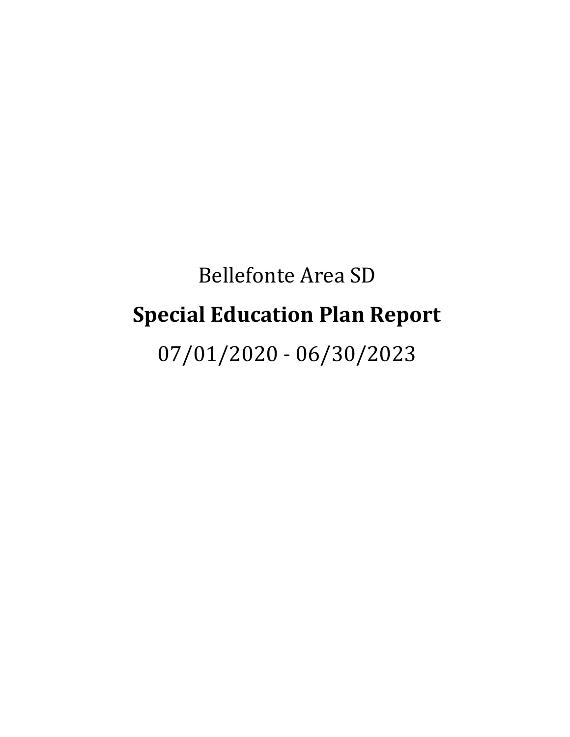Bellefonte Area SD

# Special Education Plan Report

07/01/2020 - 06/30/2023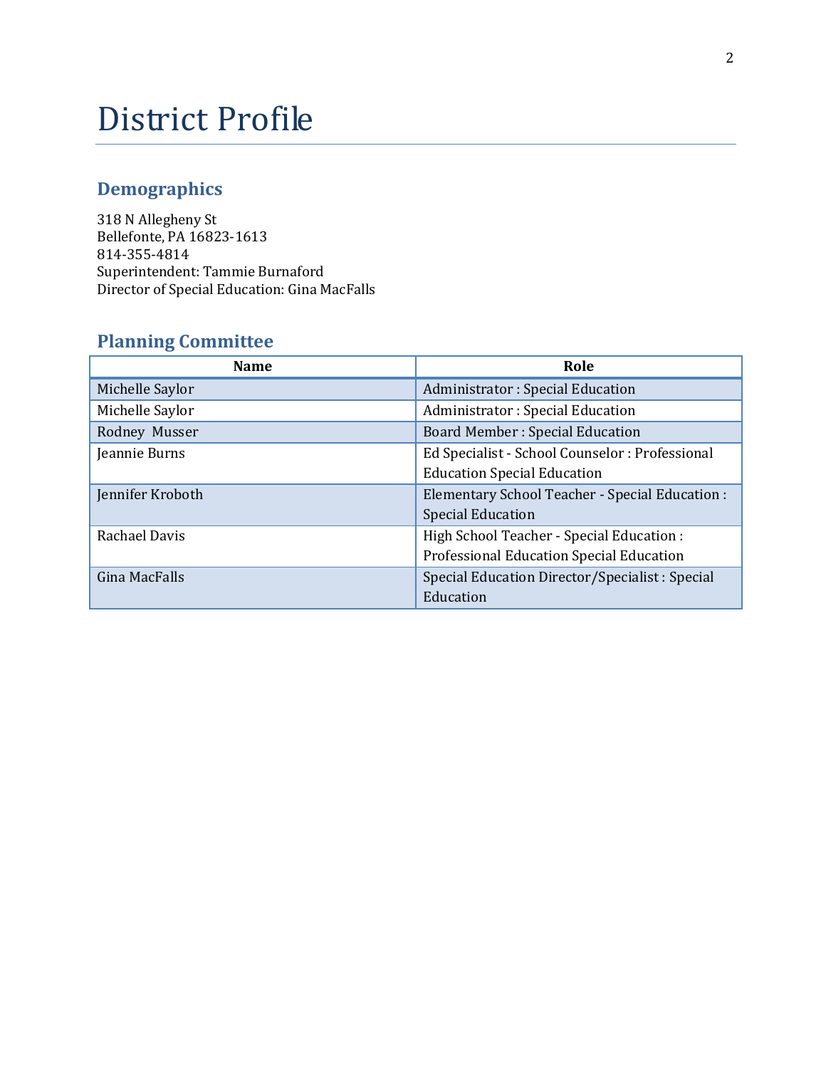# District Profile

## Demographics

318 N Allegheny St
Bellefonte, PA 16823-1613
814-355-4814
Superintendent: Tammie Burnaford
Director of Special Education: Gina MacFalls

## Planning Committee

| Name | Role |
|---|---|
| Michelle Saylor | Administrator : Special Education |
| Michelle Saylor | Administrator : Special Education |
| Rodney Musser | Board Member : Special Education |
| Jeannie Burns | Ed Specialist - School Counselor : Professional Education Special Education |
| Jennifer Kroboth | Elementary School Teacher - Special Education : Special Education |
| Rachael Davis | High School Teacher - Special Education : Professional Education Special Education |
| Gina MacFalls | Special Education Director/Specialist : Special Education |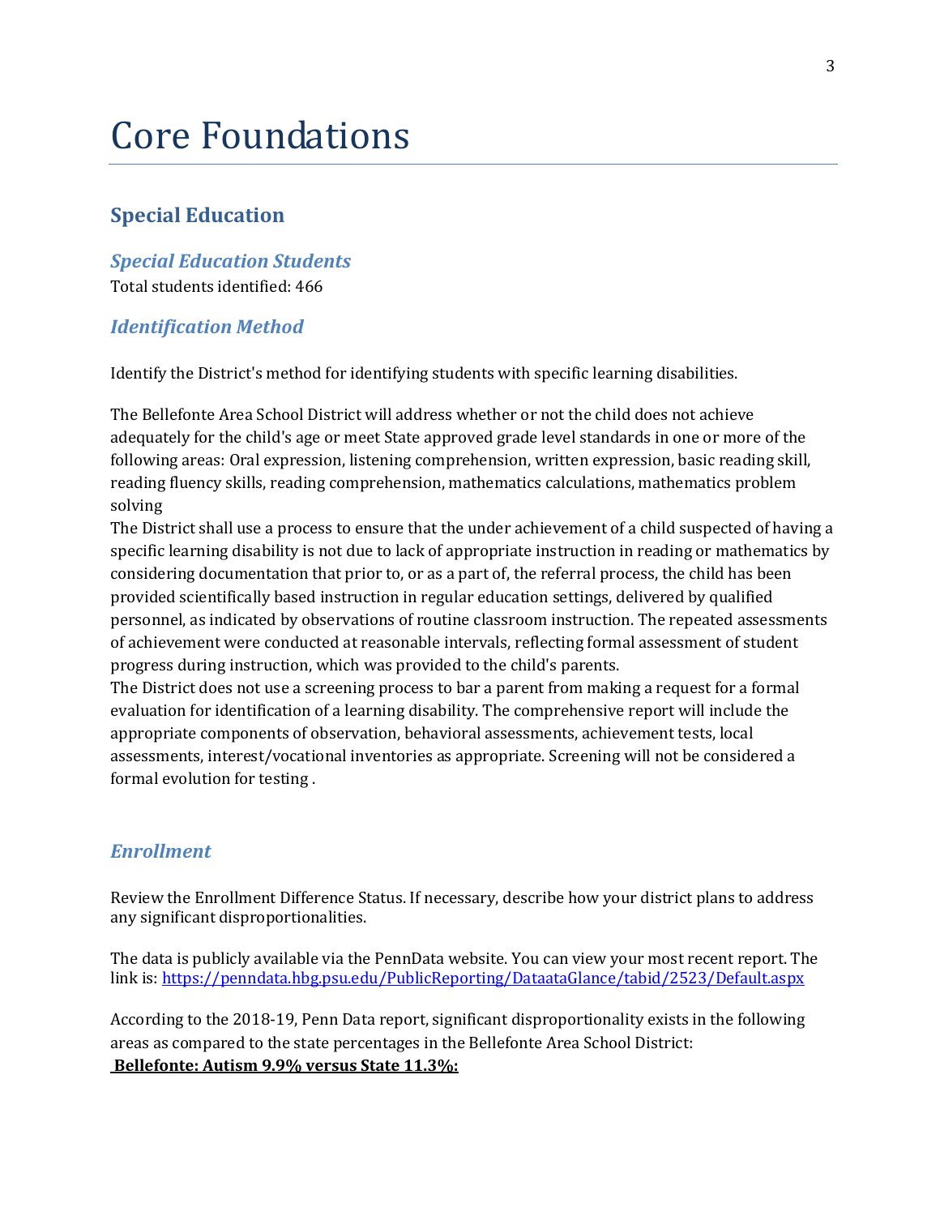# Core Foundations

## Special Education

### *Special Education Students*

Total students identified: 466

### *Identification Method*

Identify the District's method for identifying students with specific learning disabilities.

The Bellefonte Area School District will address whether or not the child does not achieve adequately for the child's age or meet State approved grade level standards in one or more of the following areas: Oral expression, listening comprehension, written expression, basic reading skill, reading fluency skills, reading comprehension, mathematics calculations, mathematics problem solving

The District shall use a process to ensure that the under achievement of a child suspected of having a specific learning disability is not due to lack of appropriate instruction in reading or mathematics by considering documentation that prior to, or as a part of, the referral process, the child has been provided scientifically based instruction in regular education settings, delivered by qualified personnel, as indicated by observations of routine classroom instruction. The repeated assessments of achievement were conducted at reasonable intervals, reflecting formal assessment of student progress during instruction, which was provided to the child's parents.

The District does not use a screening process to bar a parent from making a request for a formal evaluation for identification of a learning disability. The comprehensive report will include the appropriate components of observation, behavioral assessments, achievement tests, local assessments, interest/vocational inventories as appropriate. Screening will not be considered a formal evolution for testing .

### *Enrollment*

Review the Enrollment Difference Status. If necessary, describe how your district plans to address any significant disproportionalities.

The data is publicly available via the PennData website. You can view your most recent report. The link is: https://penndata.hbg.psu.edu/PublicReporting/DataataGlance/tabid/2523/Default.aspx

According to the 2018-19, Penn Data report, significant disproportionality exists in the following areas as compared to the state percentages in the Bellefonte Area School District:

**Bellefonte: Autism 9.9% versus State 11.3%:**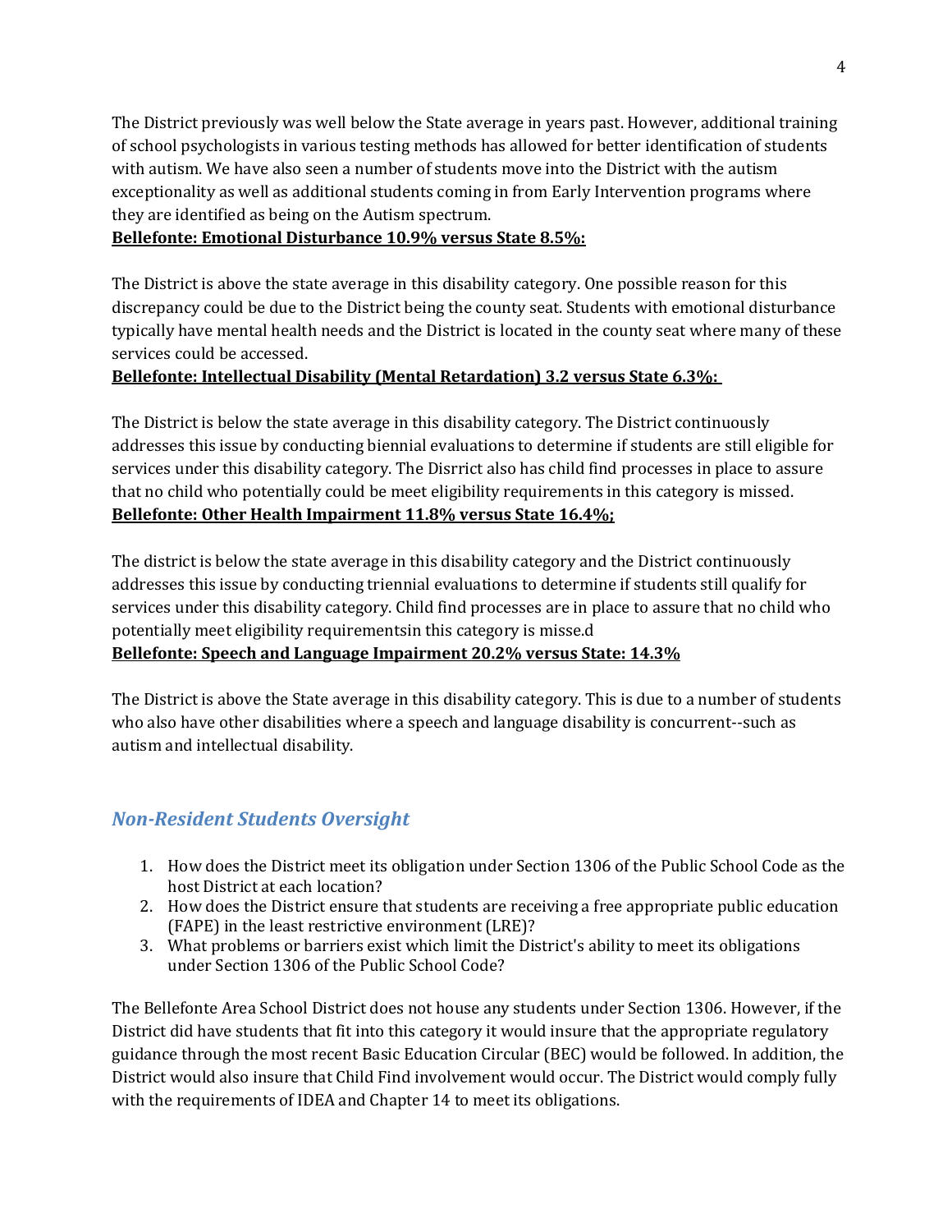The District previously was well below the State average in years past. However, additional training of school psychologists in various testing methods has allowed for better identification of students with autism. We have also seen a number of students move into the District with the autism exceptionality as well as additional students coming in from Early Intervention programs where they are identified as being on the Autism spectrum.

**Bellefonte: Emotional Disturbance 10.9% versus State 8.5%:**

The District is above the state average in this disability category. One possible reason for this discrepancy could be due to the District being the county seat. Students with emotional disturbance typically have mental health needs and the District is located in the county seat where many of these services could be accessed.

**Bellefonte: Intellectual Disability (Mental Retardation) 3.2 versus State 6.3%:**

The District is below the state average in this disability category. The District continuously addresses this issue by conducting biennial evaluations to determine if students are still eligible for services under this disability category. The Disrrict also has child find processes in place to assure that no child who potentially could be meet eligibility requirements in this category is missed.

**Bellefonte: Other Health Impairment 11.8% versus State 16.4%;**

The district is below the state average in this disability category and the District continuously addresses this issue by conducting triennial evaluations to determine if students still qualify for services under this disability category. Child find processes are in place to assure that no child who potentially meet eligibility requirementsin this category is misse.d

**Bellefonte: Speech and Language Impairment 20.2% versus State: 14.3%**

The District is above the State average in this disability category. This is due to a number of students who also have other disabilities where a speech and language disability is concurrent--such as autism and intellectual disability.

## *Non-Resident Students Oversight*

1. How does the District meet its obligation under Section 1306 of the Public School Code as the host District at each location?
2. How does the District ensure that students are receiving a free appropriate public education (FAPE) in the least restrictive environment (LRE)?
3. What problems or barriers exist which limit the District's ability to meet its obligations under Section 1306 of the Public School Code?

The Bellefonte Area School District does not house any students under Section 1306. However, if the District did have students that fit into this category it would insure that the appropriate regulatory guidance through the most recent Basic Education Circular (BEC) would be followed. In addition, the District would also insure that Child Find involvement would occur. The District would comply fully with the requirements of IDEA and Chapter 14 to meet its obligations.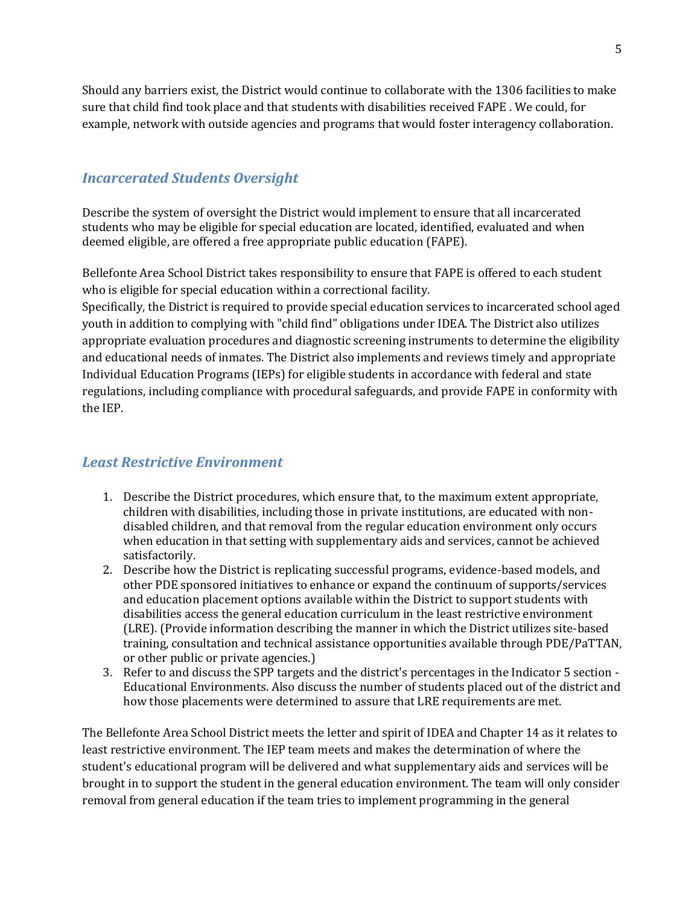Should any barriers exist, the District would continue to collaborate with the 1306 facilities to make sure that child find took place and that students with disabilities received FAPE . We could, for example, network with outside agencies and programs that would foster interagency collaboration.

## *Incarcerated Students Oversight*

Describe the system of oversight the District would implement to ensure that all incarcerated students who may be eligible for special education are located, identified, evaluated and when deemed eligible, are offered a free appropriate public education (FAPE).

Bellefonte Area School District takes responsibility to ensure that FAPE is offered to each student who is eligible for special education within a correctional facility.
Specifically, the District is required to provide special education services to incarcerated school aged youth in addition to complying with "child find" obligations under IDEA. The District also utilizes appropriate evaluation procedures and diagnostic screening instruments to determine the eligibility and educational needs of inmates. The District also implements and reviews timely and appropriate Individual Education Programs (IEPs) for eligible students in accordance with federal and state regulations, including compliance with procedural safeguards, and provide FAPE in conformity with the IEP.

## *Least Restrictive Environment*

1. Describe the District procedures, which ensure that, to the maximum extent appropriate, children with disabilities, including those in private institutions, are educated with non-disabled children, and that removal from the regular education environment only occurs when education in that setting with supplementary aids and services, cannot be achieved satisfactorily.
2. Describe how the District is replicating successful programs, evidence-based models, and other PDE sponsored initiatives to enhance or expand the continuum of supports/services and education placement options available within the District to support students with disabilities access the general education curriculum in the least restrictive environment (LRE). (Provide information describing the manner in which the District utilizes site-based training, consultation and technical assistance opportunities available through PDE/PaTTAN, or other public or private agencies.)
3. Refer to and discuss the SPP targets and the district's percentages in the Indicator 5 section - Educational Environments. Also discuss the number of students placed out of the district and how those placements were determined to assure that LRE requirements are met.

The Bellefonte Area School District meets the letter and spirit of IDEA and Chapter 14 as it relates to least restrictive environment. The IEP team meets and makes the determination of where the student's educational program will be delivered and what supplementary aids and services will be brought in to support the student in the general education environment. The team will only consider removal from general education if the team tries to implement programming in the general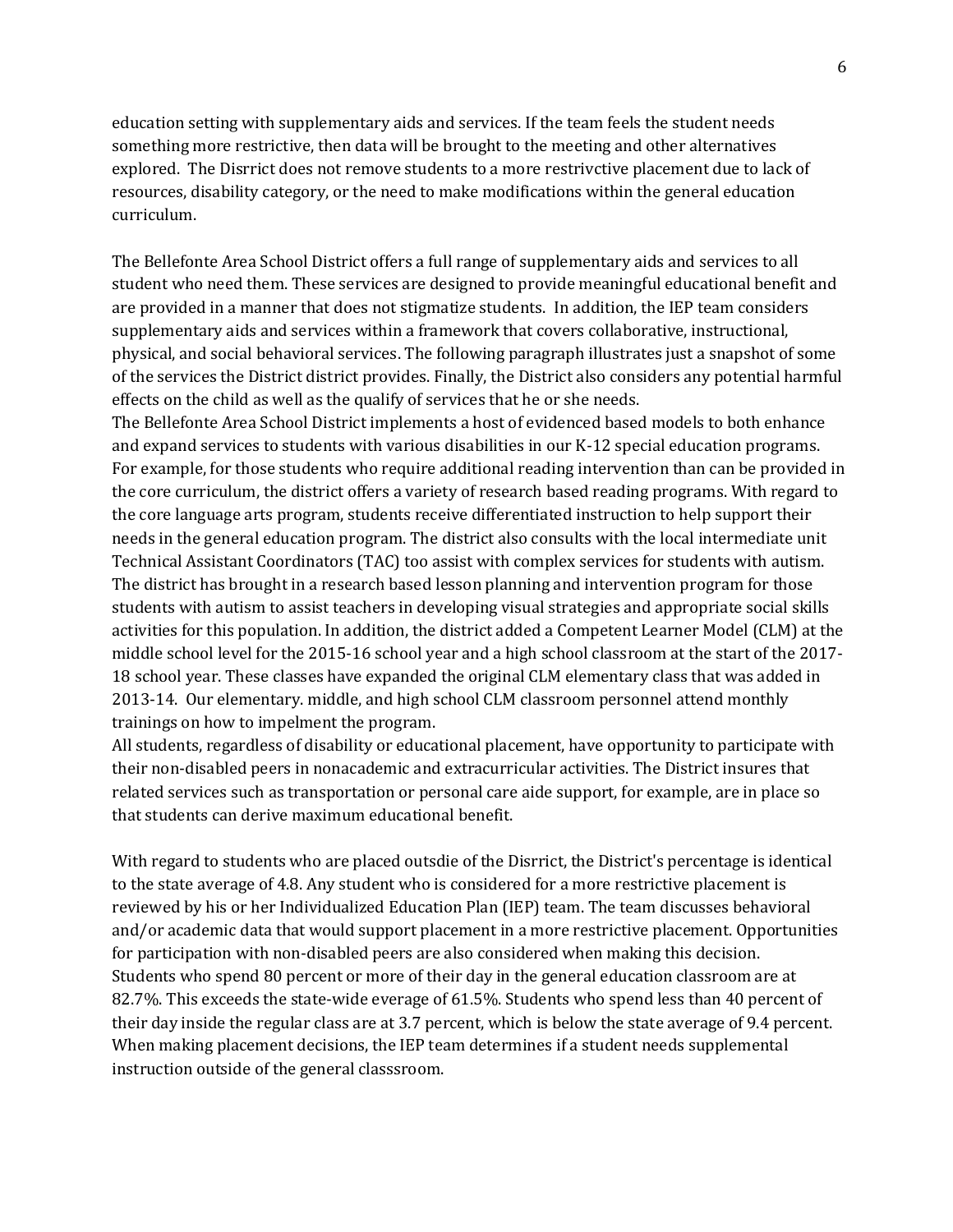education setting with supplementary aids and services. If the team feels the student needs something more restrictive, then data will be brought to the meeting and other alternatives explored. The Disrrict does not remove students to a more restrivctive placement due to lack of resources, disability category, or the need to make modifications within the general education curriculum.

The Bellefonte Area School District offers a full range of supplementary aids and services to all student who need them. These services are designed to provide meaningful educational benefit and are provided in a manner that does not stigmatize students. In addition, the IEP team considers supplementary aids and services within a framework that covers collaborative, instructional, physical, and social behavioral services. The following paragraph illustrates just a snapshot of some of the services the District district provides. Finally, the District also considers any potential harmful effects on the child as well as the qualify of services that he or she needs.
The Bellefonte Area School District implements a host of evidenced based models to both enhance and expand services to students with various disabilities in our K-12 special education programs. For example, for those students who require additional reading intervention than can be provided in the core curriculum, the district offers a variety of research based reading programs. With regard to the core language arts program, students receive differentiated instruction to help support their needs in the general education program. The district also consults with the local intermediate unit Technical Assistant Coordinators (TAC) too assist with complex services for students with autism. The district has brought in a research based lesson planning and intervention program for those students with autism to assist teachers in developing visual strategies and appropriate social skills activities for this population. In addition, the district added a Competent Learner Model (CLM) at the middle school level for the 2015-16 school year and a high school classroom at the start of the 2017-18 school year. These classes have expanded the original CLM elementary class that was added in 2013-14. Our elementary. middle, and high school CLM classroom personnel attend monthly trainings on how to impelment the program.
All students, regardless of disability or educational placement, have opportunity to participate with their non-disabled peers in nonacademic and extracurricular activities. The District insures that related services such as transportation or personal care aide support, for example, are in place so that students can derive maximum educational benefit.

With regard to students who are placed outsdie of the Disrrict, the District's percentage is identical to the state average of 4.8. Any student who is considered for a more restrictive placement is reviewed by his or her Individualized Education Plan (IEP) team. The team discusses behavioral and/or academic data that would support placement in a more restrictive placement. Opportunities for participation with non-disabled peers are also considered when making this decision.
Students who spend 80 percent or more of their day in the general education classroom are at 82.7%. This exceeds the state-wide everage of 61.5%. Students who spend less than 40 percent of their day inside the regular class are at 3.7 percent, which is below the state average of 9.4 percent. When making placement decisions, the IEP team determines if a student needs supplemental instruction outside of the general classsroom.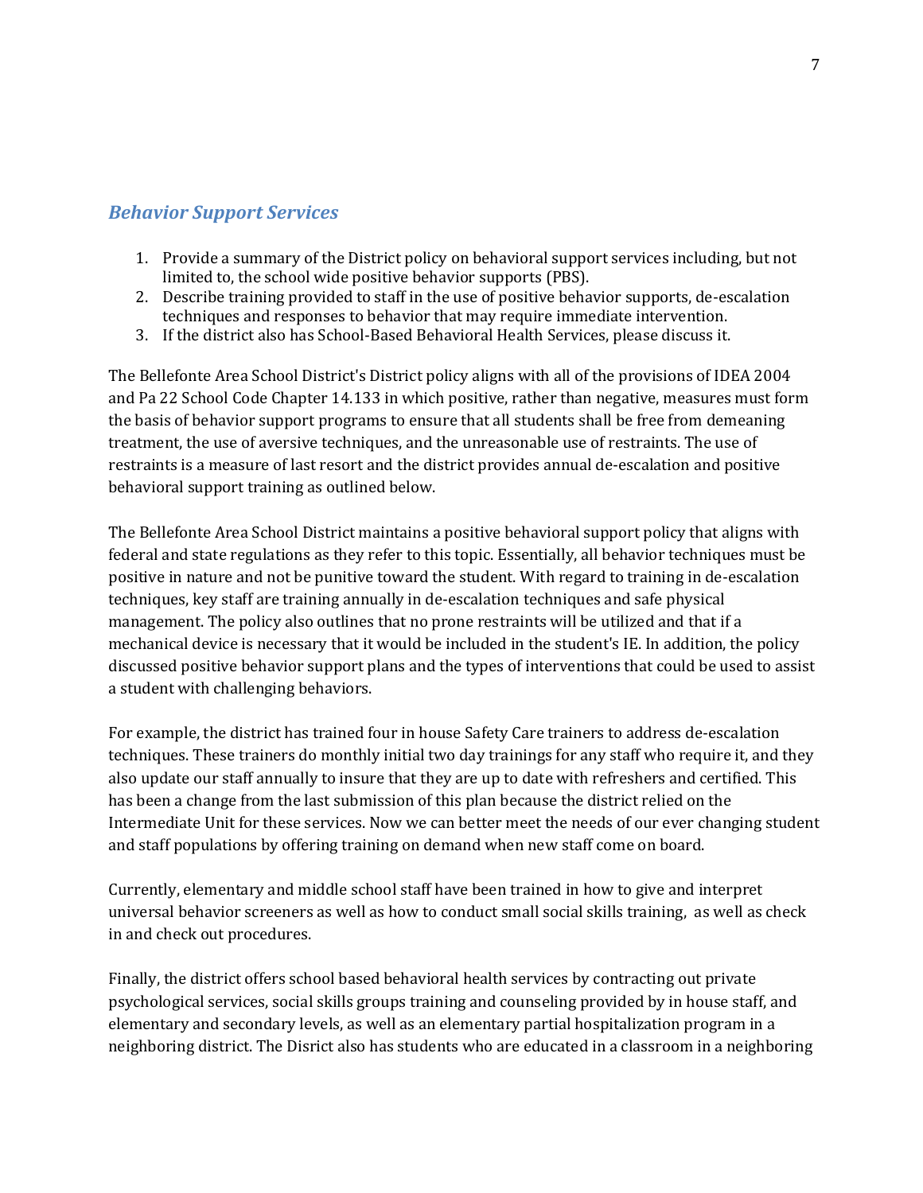## *Behavior Support Services*

1. Provide a summary of the District policy on behavioral support services including, but not limited to, the school wide positive behavior supports (PBS).
2. Describe training provided to staff in the use of positive behavior supports, de-escalation techniques and responses to behavior that may require immediate intervention.
3. If the district also has School-Based Behavioral Health Services, please discuss it.

The Bellefonte Area School District's District policy aligns with all of the provisions of IDEA 2004 and Pa 22 School Code Chapter 14.133 in which positive, rather than negative, measures must form the basis of behavior support programs to ensure that all students shall be free from demeaning treatment, the use of aversive techniques, and the unreasonable use of restraints. The use of restraints is a measure of last resort and the district provides annual de-escalation and positive behavioral support training as outlined below.

The Bellefonte Area School District maintains a positive behavioral support policy that aligns with federal and state regulations as they refer to this topic. Essentially, all behavior techniques must be positive in nature and not be punitive toward the student. With regard to training in de-escalation techniques, key staff are training annually in de-escalation techniques and safe physical management. The policy also outlines that no prone restraints will be utilized and that if a mechanical device is necessary that it would be included in the student's IE. In addition, the policy discussed positive behavior support plans and the types of interventions that could be used to assist a student with challenging behaviors.

For example, the district has trained four in house Safety Care trainers to address de-escalation techniques. These trainers do monthly initial two day trainings for any staff who require it, and they also update our staff annually to insure that they are up to date with refreshers and certified. This has been a change from the last submission of this plan because the district relied on the Intermediate Unit for these services. Now we can better meet the needs of our ever changing student and staff populations by offering training on demand when new staff come on board.

Currently, elementary and middle school staff have been trained in how to give and interpret universal behavior screeners as well as how to conduct small social skills training, as well as check in and check out procedures.

Finally, the district offers school based behavioral health services by contracting out private psychological services, social skills groups training and counseling provided by in house staff, and elementary and secondary levels, as well as an elementary partial hospitalization program in a neighboring district. The Disrict also has students who are educated in a classroom in a neighboring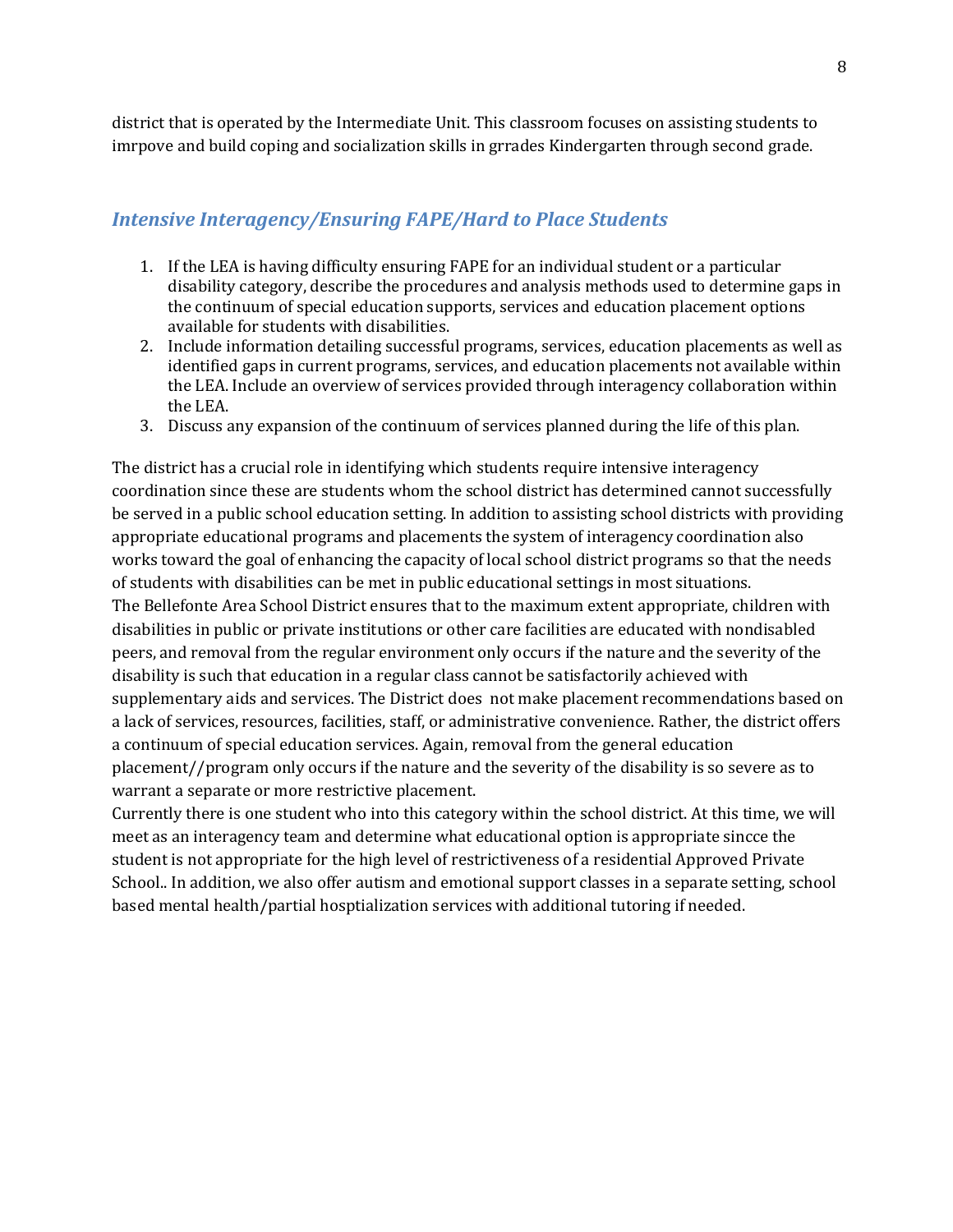district that is operated by the Intermediate Unit. This classroom focuses on assisting students to imrpove and build coping and socialization skills in grrades Kindergarten through second grade.

## *Intensive Interagency/Ensuring FAPE/Hard to Place Students*

1. If the LEA is having difficulty ensuring FAPE for an individual student or a particular disability category, describe the procedures and analysis methods used to determine gaps in the continuum of special education supports, services and education placement options available for students with disabilities.
2. Include information detailing successful programs, services, education placements as well as identified gaps in current programs, services, and education placements not available within the LEA. Include an overview of services provided through interagency collaboration within the LEA.
3. Discuss any expansion of the continuum of services planned during the life of this plan.

The district has a crucial role in identifying which students require intensive interagency coordination since these are students whom the school district has determined cannot successfully be served in a public school education setting. In addition to assisting school districts with providing appropriate educational programs and placements the system of interagency coordination also works toward the goal of enhancing the capacity of local school district programs so that the needs of students with disabilities can be met in public educational settings in most situations.
The Bellefonte Area School District ensures that to the maximum extent appropriate, children with disabilities in public or private institutions or other care facilities are educated with nondisabled peers, and removal from the regular environment only occurs if the nature and the severity of the disability is such that education in a regular class cannot be satisfactorily achieved with supplementary aids and services. The District does not make placement recommendations based on a lack of services, resources, facilities, staff, or administrative convenience. Rather, the district offers a continuum of special education services. Again, removal from the general education placement//program only occurs if the nature and the severity of the disability is so severe as to warrant a separate or more restrictive placement.
Currently there is one student who into this category within the school district. At this time, we will meet as an interagency team and determine what educational option is appropriate sincce the student is not appropriate for the high level of restrictiveness of a residential Approved Private School.. In addition, we also offer autism and emotional support classes in a separate setting, school based mental health/partial hosptialization services with additional tutoring if needed.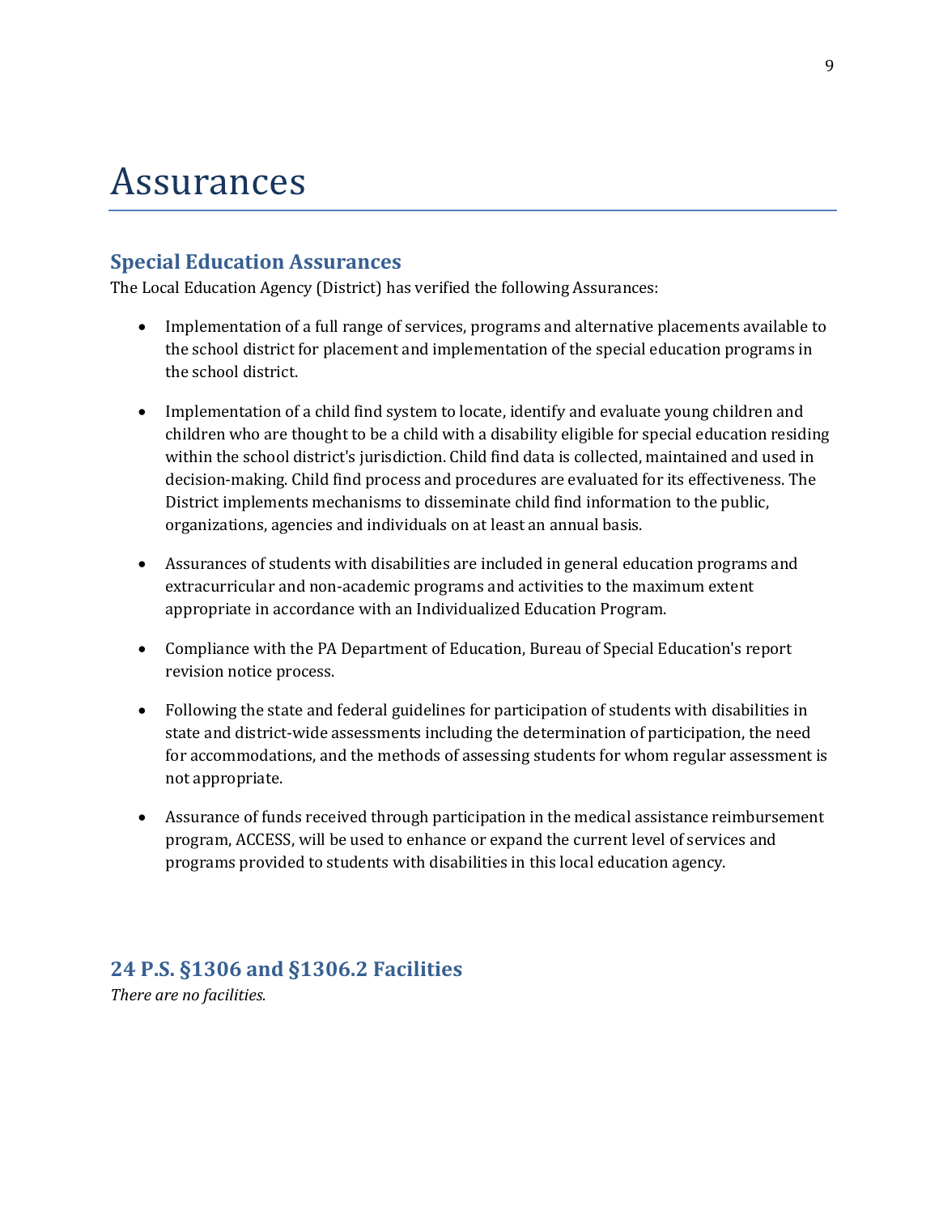# Assurances

## Special Education Assurances

The Local Education Agency (District) has verified the following Assurances:

- Implementation of a full range of services, programs and alternative placements available to the school district for placement and implementation of the special education programs in the school district.

- Implementation of a child find system to locate, identify and evaluate young children and children who are thought to be a child with a disability eligible for special education residing within the school district's jurisdiction. Child find data is collected, maintained and used in decision-making. Child find process and procedures are evaluated for its effectiveness. The District implements mechanisms to disseminate child find information to the public, organizations, agencies and individuals on at least an annual basis.

- Assurances of students with disabilities are included in general education programs and extracurricular and non-academic programs and activities to the maximum extent appropriate in accordance with an Individualized Education Program.

- Compliance with the PA Department of Education, Bureau of Special Education's report revision notice process.

- Following the state and federal guidelines for participation of students with disabilities in state and district-wide assessments including the determination of participation, the need for accommodations, and the methods of assessing students for whom regular assessment is not appropriate.

- Assurance of funds received through participation in the medical assistance reimbursement program, ACCESS, will be used to enhance or expand the current level of services and programs provided to students with disabilities in this local education agency.

## 24 P.S. §1306 and §1306.2 Facilities

*There are no facilities.*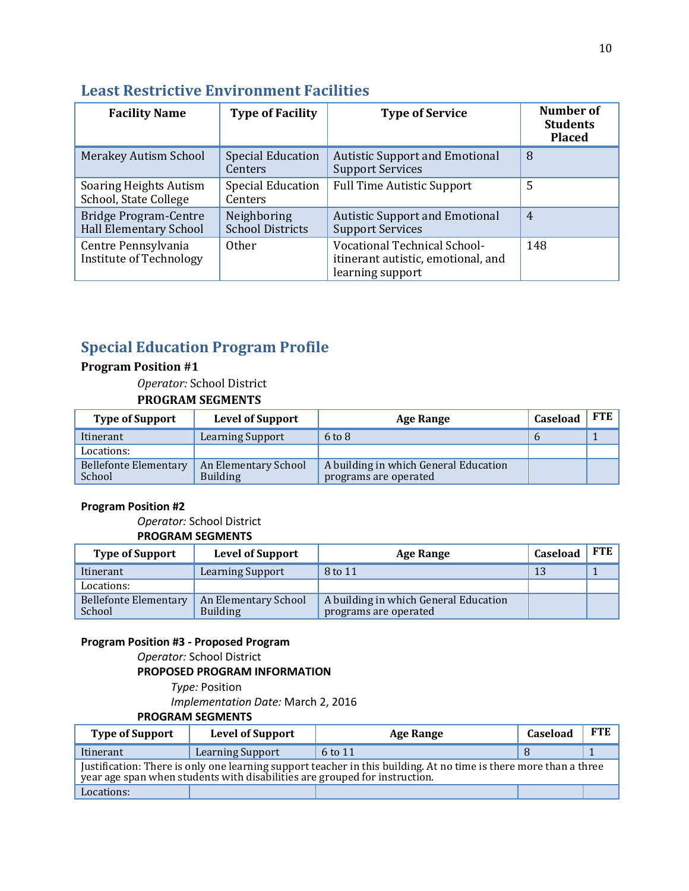## Least Restrictive Environment Facilities

| Facility Name | Type of Facility | Type of Service | Number of Students Placed |
|---|---|---|---|
| Merakey Autism School | Special Education Centers | Autistic Support and Emotional Support Services | 8 |
| Soaring Heights Autism School, State College | Special Education Centers | Full Time Autistic Support | 5 |
| Bridge Program-Centre Hall Elementary School | Neighboring School Districts | Autistic Support and Emotional Support Services | 4 |
| Centre Pennsylvania Institute of Technology | Other | Vocational Technical School-itinerant autistic, emotional, and learning support | 148 |

## Special Education Program Profile

**Program Position #1**

*Operator:* School District

**PROGRAM SEGMENTS**

| Type of Support | Level of Support | Age Range | Caseload | FTE |
|---|---|---|---|---|
| Itinerant | Learning Support | 6 to 8 | 6 | 1 |
| Locations: | | | | |
| Bellefonte Elementary School | An Elementary School Building | A building in which General Education programs are operated | | |

**Program Position #2**

*Operator:* School District

**PROGRAM SEGMENTS**

| Type of Support | Level of Support | Age Range | Caseload | FTE |
|---|---|---|---|---|
| Itinerant | Learning Support | 8 to 11 | 13 | 1 |
| Locations: | | | | |
| Bellefonte Elementary School | An Elementary School Building | A building in which General Education programs are operated | | |

**Program Position #3 - Proposed Program**

*Operator:* School District

**PROPOSED PROGRAM INFORMATION**

*Type:* Position

*Implementation Date:* March 2, 2016

**PROGRAM SEGMENTS**

| Type of Support | Level of Support | Age Range | Caseload | FTE |
|---|---|---|---|---|
| Itinerant | Learning Support | 6 to 11 | 8 | 1 |
| Justification: There is only one learning support teacher in this building. At no time is there more than a three year age span when students with disabilities are grouped for instruction. | | | | |
| Locations: | | | | |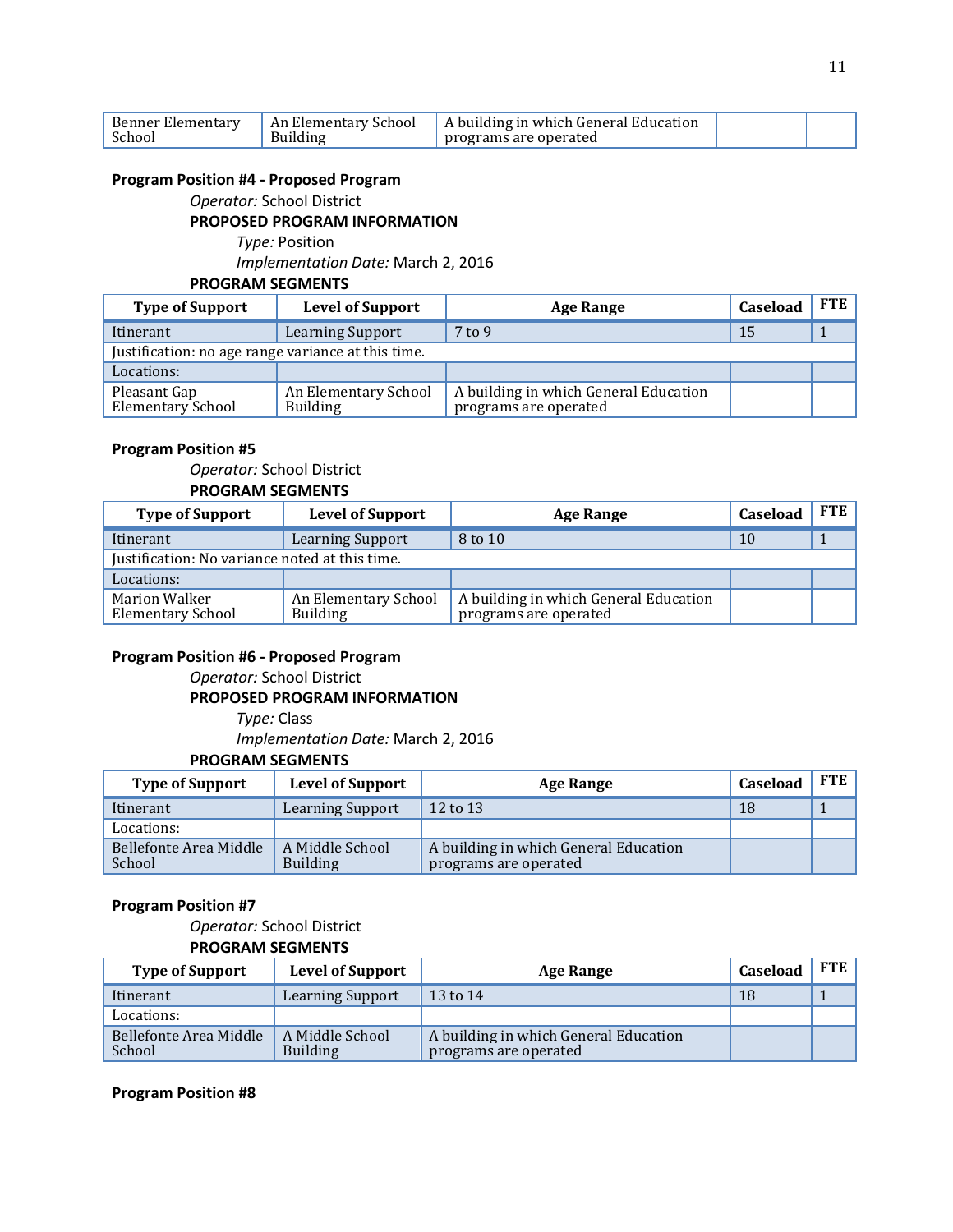| Benner Elementary School | An Elementary School Building | A building in which General Education programs are operated | | |
|---|---|---|---|---|

**Program Position #4 - Proposed Program**

*Operator:* School District

**PROPOSED PROGRAM INFORMATION**

*Type:* Position

*Implementation Date:* March 2, 2016

**PROGRAM SEGMENTS**

| Type of Support | Level of Support | Age Range | Caseload | FTE |
|---|---|---|---|---|
| Itinerant | Learning Support | 7 to 9 | 15 | 1 |
| Justification: no age range variance at this time. | | | | |
| Locations: | | | | |
| Pleasant Gap Elementary School | An Elementary School Building | A building in which General Education programs are operated | | |

**Program Position #5**

*Operator:* School District

**PROGRAM SEGMENTS**

| Type of Support | Level of Support | Age Range | Caseload | FTE |
|---|---|---|---|---|
| Itinerant | Learning Support | 8 to 10 | 10 | 1 |
| Justification: No variance noted at this time. | | | | |
| Locations: | | | | |
| Marion Walker Elementary School | An Elementary School Building | A building in which General Education programs are operated | | |

**Program Position #6 - Proposed Program**

*Operator:* School District

**PROPOSED PROGRAM INFORMATION**

*Type:* Class

*Implementation Date:* March 2, 2016

**PROGRAM SEGMENTS**

| Type of Support | Level of Support | Age Range | Caseload | FTE |
|---|---|---|---|---|
| Itinerant | Learning Support | 12 to 13 | 18 | 1 |
| Locations: | | | | |
| Bellefonte Area Middle School | A Middle School Building | A building in which General Education programs are operated | | |

**Program Position #7**

*Operator:* School District

**PROGRAM SEGMENTS**

| Type of Support | Level of Support | Age Range | Caseload | FTE |
|---|---|---|---|---|
| Itinerant | Learning Support | 13 to 14 | 18 | 1 |
| Locations: | | | | |
| Bellefonte Area Middle School | A Middle School Building | A building in which General Education programs are operated | | |

**Program Position #8**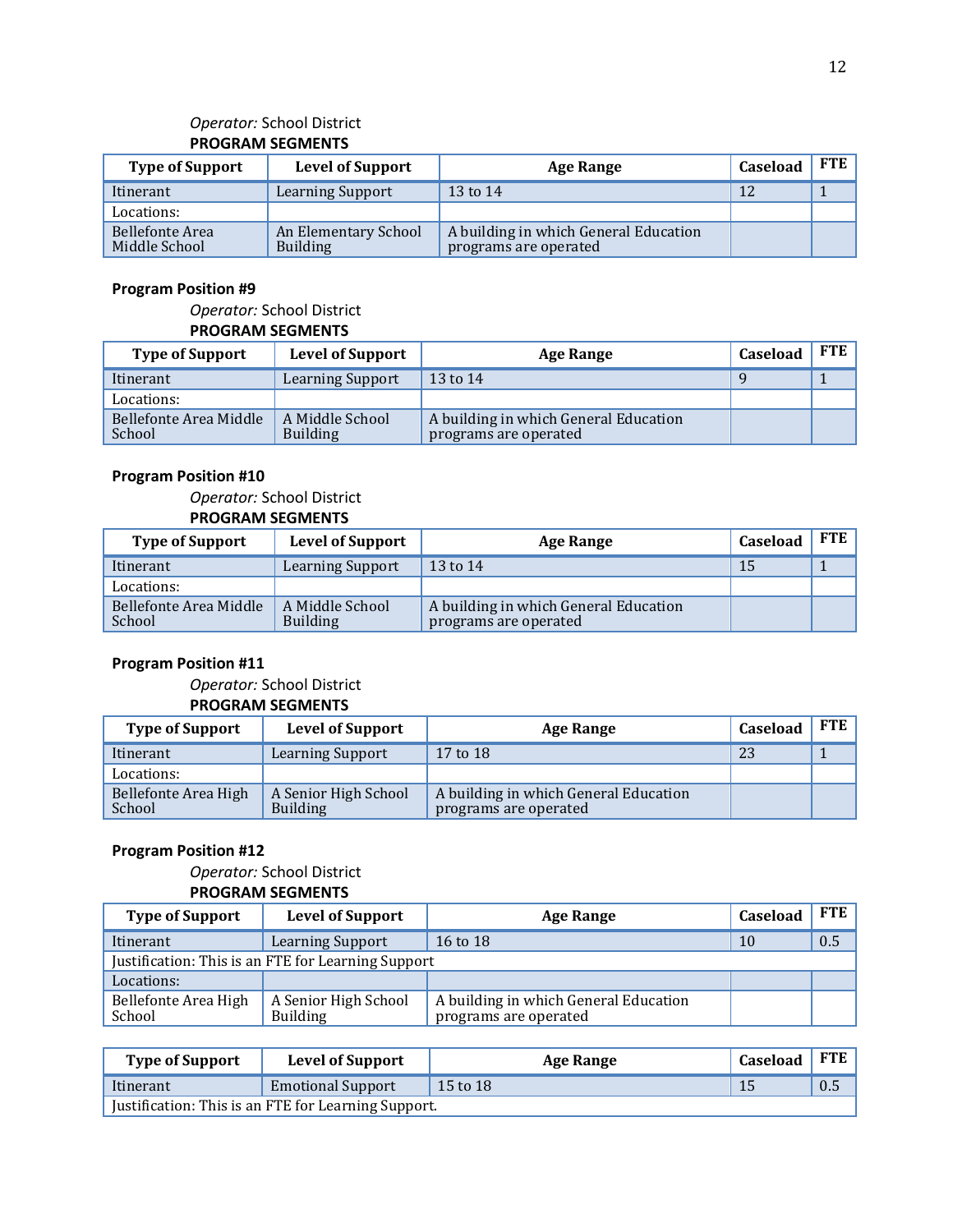*Operator:* School District

**PROGRAM SEGMENTS**

| Type of Support | Level of Support | Age Range | Caseload | FTE |
|---|---|---|---|---|
| Itinerant | Learning Support | 13 to 14 | 12 | 1 |
| Locations: | | | | |
| Bellefonte Area Middle School | An Elementary School Building | A building in which General Education programs are operated | | |

**Program Position #9**

*Operator:* School District

**PROGRAM SEGMENTS**

| Type of Support | Level of Support | Age Range | Caseload | FTE |
|---|---|---|---|---|
| Itinerant | Learning Support | 13 to 14 | 9 | 1 |
| Locations: | | | | |
| Bellefonte Area Middle School | A Middle School Building | A building in which General Education programs are operated | | |

**Program Position #10**

*Operator:* School District

**PROGRAM SEGMENTS**

| Type of Support | Level of Support | Age Range | Caseload | FTE |
|---|---|---|---|---|
| Itinerant | Learning Support | 13 to 14 | 15 | 1 |
| Locations: | | | | |
| Bellefonte Area Middle School | A Middle School Building | A building in which General Education programs are operated | | |

**Program Position #11**

*Operator:* School District

**PROGRAM SEGMENTS**

| Type of Support | Level of Support | Age Range | Caseload | FTE |
|---|---|---|---|---|
| Itinerant | Learning Support | 17 to 18 | 23 | 1 |
| Locations: | | | | |
| Bellefonte Area High School | A Senior High School Building | A building in which General Education programs are operated | | |

**Program Position #12**

*Operator:* School District

**PROGRAM SEGMENTS**

| Type of Support | Level of Support | Age Range | Caseload | FTE |
|---|---|---|---|---|
| Itinerant | Learning Support | 16 to 18 | 10 | 0.5 |
| Justification: This is an FTE for Learning Support | | | | |
| Locations: | | | | |
| Bellefonte Area High School | A Senior High School Building | A building in which General Education programs are operated | | |

| Type of Support | Level of Support | Age Range | Caseload | FTE |
|---|---|---|---|---|
| Itinerant | Emotional Support | 15 to 18 | 15 | 0.5 |
| Justification: This is an FTE for Learning Support. | | | | |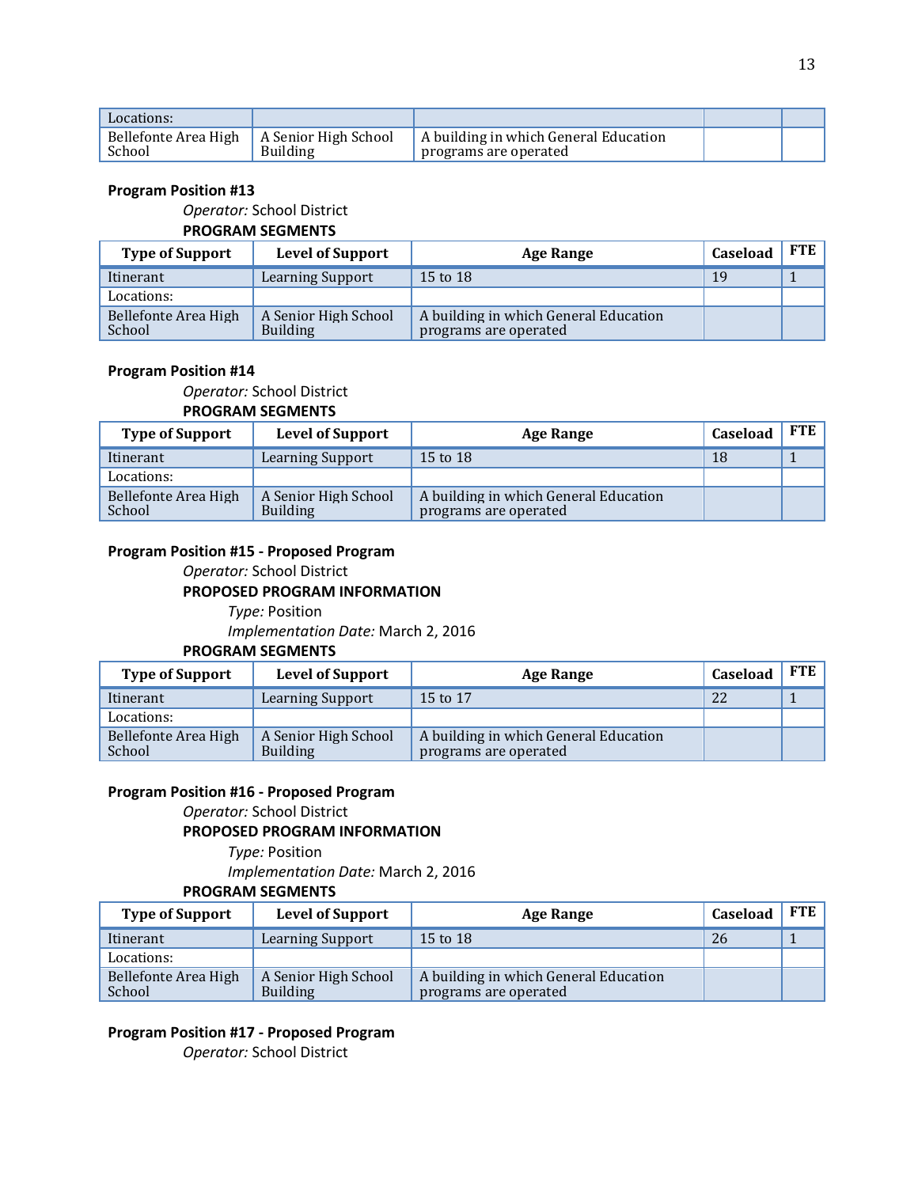| Locations: | | | | |
|---|---|---|---|---|
| Bellefonte Area High School | A Senior High School Building | A building in which General Education programs are operated | | |

**Program Position #13**

*Operator:* School District

**PROGRAM SEGMENTS**

| Type of Support | Level of Support | Age Range | Caseload | FTE |
|---|---|---|---|---|
| Itinerant | Learning Support | 15 to 18 | 19 | 1 |
| Locations: | | | | |
| Bellefonte Area High School | A Senior High School Building | A building in which General Education programs are operated | | |

**Program Position #14**

*Operator:* School District

**PROGRAM SEGMENTS**

| Type of Support | Level of Support | Age Range | Caseload | FTE |
|---|---|---|---|---|
| Itinerant | Learning Support | 15 to 18 | 18 | 1 |
| Locations: | | | | |
| Bellefonte Area High School | A Senior High School Building | A building in which General Education programs are operated | | |

**Program Position #15 - Proposed Program**

*Operator:* School District

**PROPOSED PROGRAM INFORMATION**

*Type:* Position

*Implementation Date:* March 2, 2016

**PROGRAM SEGMENTS**

| Type of Support | Level of Support | Age Range | Caseload | FTE |
|---|---|---|---|---|
| Itinerant | Learning Support | 15 to 17 | 22 | 1 |
| Locations: | | | | |
| Bellefonte Area High School | A Senior High School Building | A building in which General Education programs are operated | | |

**Program Position #16 - Proposed Program**

*Operator:* School District

**PROPOSED PROGRAM INFORMATION**

*Type:* Position

*Implementation Date:* March 2, 2016

**PROGRAM SEGMENTS**

| Type of Support | Level of Support | Age Range | Caseload | FTE |
|---|---|---|---|---|
| Itinerant | Learning Support | 15 to 18 | 26 | 1 |
| Locations: | | | | |
| Bellefonte Area High School | A Senior High School Building | A building in which General Education programs are operated | | |

**Program Position #17 - Proposed Program**

*Operator:* School District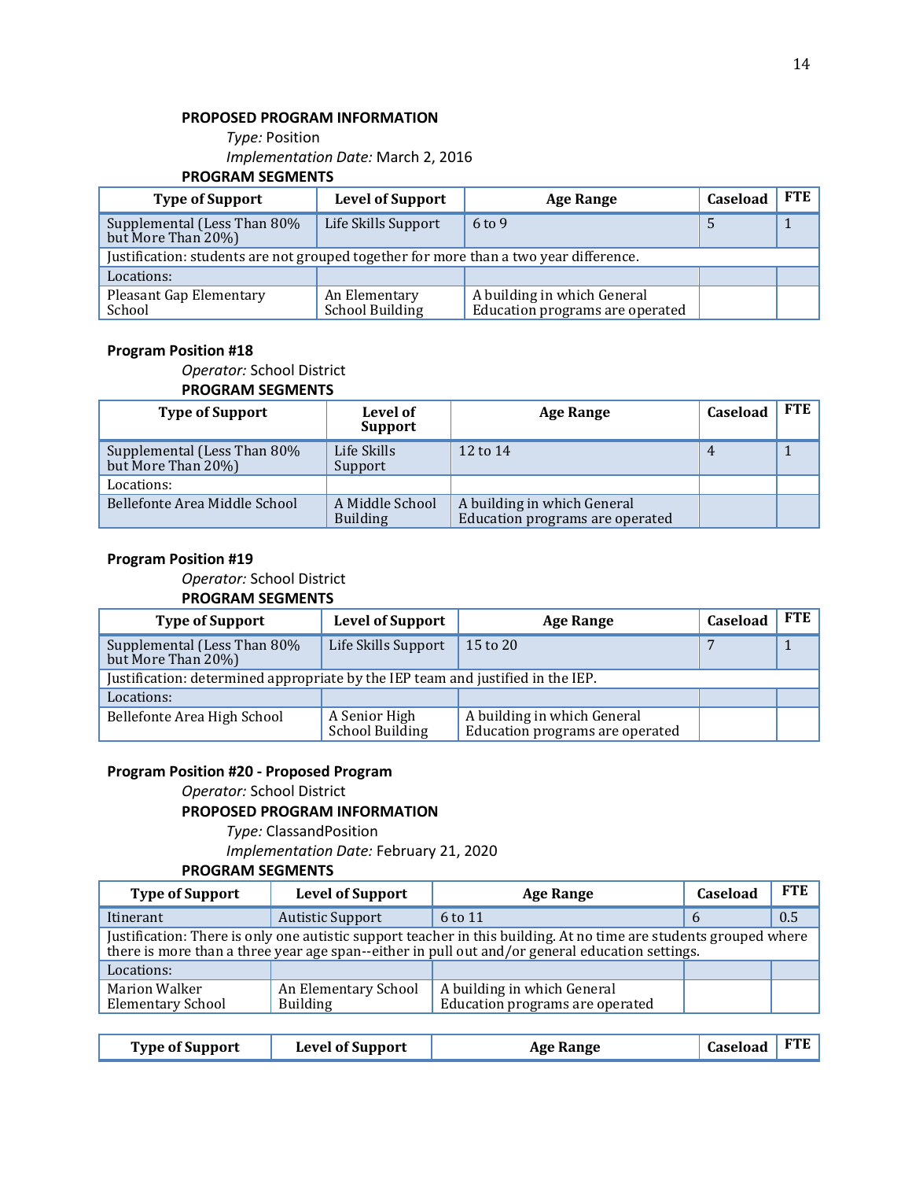**PROPOSED PROGRAM INFORMATION**

*Type:* Position

*Implementation Date:* March 2, 2016

**PROGRAM SEGMENTS**

| Type of Support | Level of Support | Age Range | Caseload | FTE |
|---|---|---|---|---|
| Supplemental (Less Than 80% but More Than 20%) | Life Skills Support | 6 to 9 | 5 | 1 |
| Justification: students are not grouped together for more than a two year difference. | | | | |
| Locations: | | | | |
| Pleasant Gap Elementary School | An Elementary School Building | A building in which General Education programs are operated | | |

**Program Position #18**

*Operator:* School District

**PROGRAM SEGMENTS**

| Type of Support | Level of Support | Age Range | Caseload | FTE |
|---|---|---|---|---|
| Supplemental (Less Than 80% but More Than 20%) | Life Skills Support | 12 to 14 | 4 | 1 |
| Locations: | | | | |
| Bellefonte Area Middle School | A Middle School Building | A building in which General Education programs are operated | | |

**Program Position #19**

*Operator:* School District

**PROGRAM SEGMENTS**

| Type of Support | Level of Support | Age Range | Caseload | FTE |
|---|---|---|---|---|
| Supplemental (Less Than 80% but More Than 20%) | Life Skills Support | 15 to 20 | 7 | 1 |
| Justification: determined appropriate by the IEP team and justified in the IEP. | | | | |
| Locations: | | | | |
| Bellefonte Area High School | A Senior High School Building | A building in which General Education programs are operated | | |

**Program Position #20 - Proposed Program**

*Operator:* School District

**PROPOSED PROGRAM INFORMATION**

*Type:* ClassandPosition

*Implementation Date:* February 21, 2020

**PROGRAM SEGMENTS**

| Type of Support | Level of Support | Age Range | Caseload | FTE |
|---|---|---|---|---|
| Itinerant | Autistic Support | 6 to 11 | 6 | 0.5 |
| Justification: There is only one autistic support teacher in this building. At no time are students grouped where there is more than a three year age span--either in pull out and/or general education settings. | | | | |
| Locations: | | | | |
| Marion Walker Elementary School | An Elementary School Building | A building in which General Education programs are operated | | |

| Type of Support | Level of Support | Age Range | Caseload | FTE |
|---|---|---|---|---|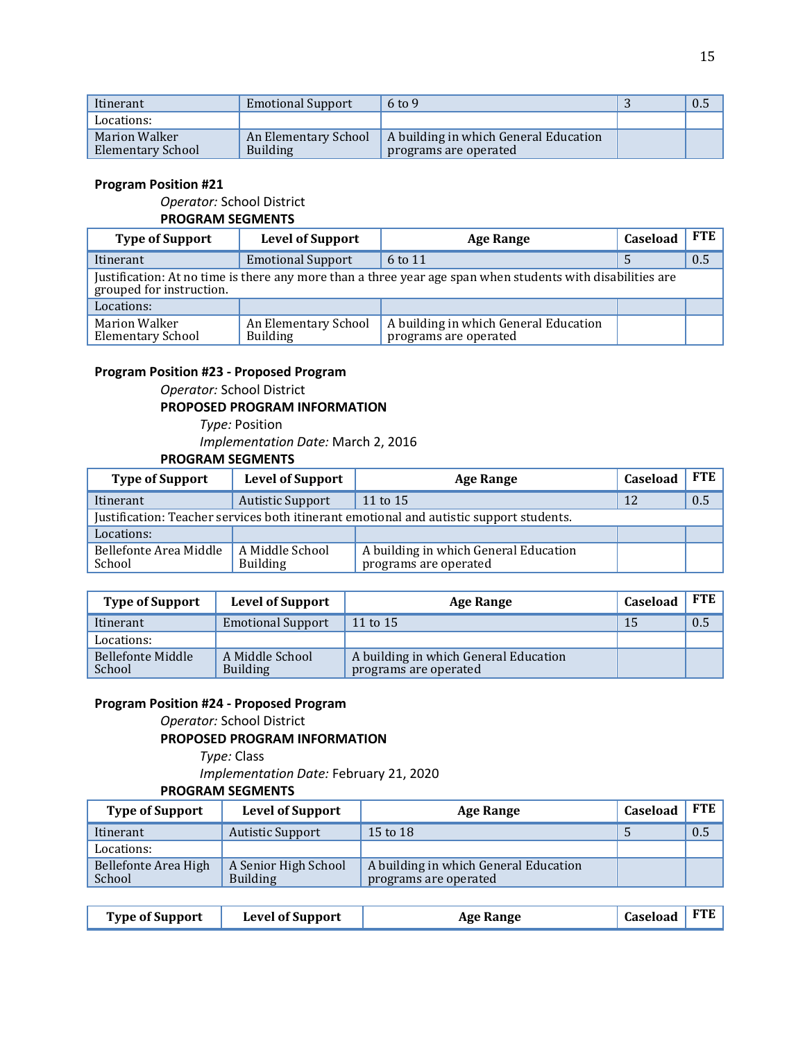| Itinerant | Emotional Support | 6 to 9 | 3 | 0.5 |
|---|---|---|---|---|
| Locations: | | | | |
| Marion Walker Elementary School | An Elementary School Building | A building in which General Education programs are operated | | |

**Program Position #21**

*Operator:* School District

**PROGRAM SEGMENTS**

| Type of Support | Level of Support | Age Range | Caseload | FTE |
|---|---|---|---|---|
| Itinerant | Emotional Support | 6 to 11 | 5 | 0.5 |
| Justification: At no time is there any more than a three year age span when students with disabilities are grouped for instruction. | | | | |
| Locations: | | | | |
| Marion Walker Elementary School | An Elementary School Building | A building in which General Education programs are operated | | |

**Program Position #23 - Proposed Program**

*Operator:* School District

**PROPOSED PROGRAM INFORMATION**

*Type:* Position

*Implementation Date:* March 2, 2016

**PROGRAM SEGMENTS**

| Type of Support | Level of Support | Age Range | Caseload | FTE |
|---|---|---|---|---|
| Itinerant | Autistic Support | 11 to 15 | 12 | 0.5 |
| Justification: Teacher services both itinerant emotional and autistic support students. | | | | |
| Locations: | | | | |
| Bellefonte Area Middle School | A Middle School Building | A building in which General Education programs are operated | | |

| Type of Support | Level of Support | Age Range | Caseload | FTE |
|---|---|---|---|---|
| Itinerant | Emotional Support | 11 to 15 | 15 | 0.5 |
| Locations: | | | | |
| Bellefonte Middle School | A Middle School Building | A building in which General Education programs are operated | | |

**Program Position #24 - Proposed Program**

*Operator:* School District

**PROPOSED PROGRAM INFORMATION**

*Type:* Class

*Implementation Date:* February 21, 2020

**PROGRAM SEGMENTS**

| Type of Support | Level of Support | Age Range | Caseload | FTE |
|---|---|---|---|---|
| Itinerant | Autistic Support | 15 to 18 | 5 | 0.5 |
| Locations: | | | | |
| Bellefonte Area High School | A Senior High School Building | A building in which General Education programs are operated | | |

| Type of Support | Level of Support | Age Range | Caseload | FTE |
|---|---|---|---|---|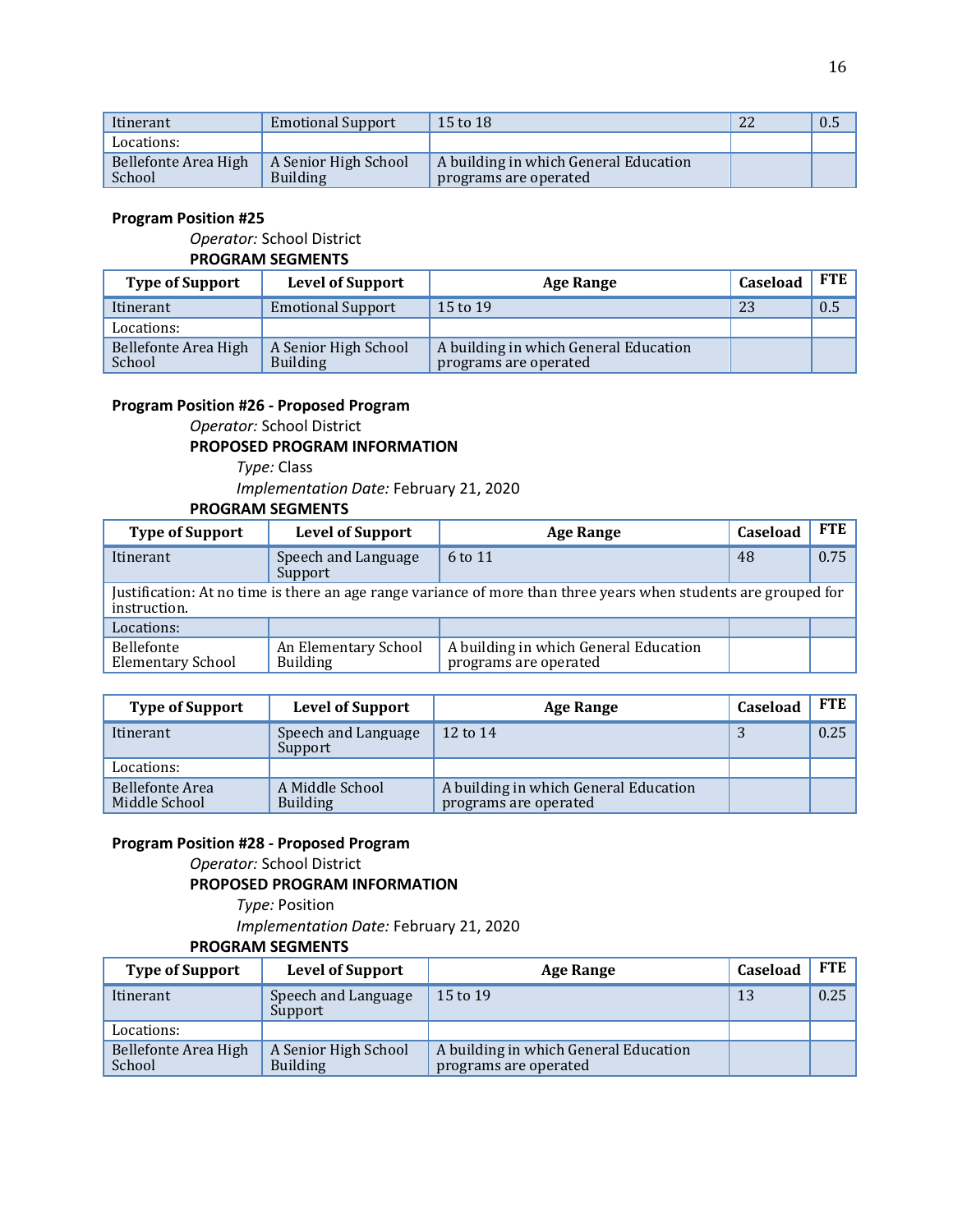| Itinerant | Emotional Support | 15 to 18 | 22 | 0.5 |
|---|---|---|---|---|
| Locations: | | | | |
| Bellefonte Area High School | A Senior High School Building | A building in which General Education programs are operated | | |

**Program Position #25**

*Operator:* School District

**PROGRAM SEGMENTS**

| Type of Support | Level of Support | Age Range | Caseload | FTE |
|---|---|---|---|---|
| Itinerant | Emotional Support | 15 to 19 | 23 | 0.5 |
| Locations: | | | | |
| Bellefonte Area High School | A Senior High School Building | A building in which General Education programs are operated | | |

**Program Position #26 - Proposed Program**

*Operator:* School District

**PROPOSED PROGRAM INFORMATION**

*Type:* Class

*Implementation Date:* February 21, 2020

**PROGRAM SEGMENTS**

| Type of Support | Level of Support | Age Range | Caseload | FTE |
|---|---|---|---|---|
| Itinerant | Speech and Language Support | 6 to 11 | 48 | 0.75 |
| Justification: At no time is there an age range variance of more than three years when students are grouped for instruction. | | | | |
| Locations: | | | | |
| Bellefonte Elementary School | An Elementary School Building | A building in which General Education programs are operated | | |

| Type of Support | Level of Support | Age Range | Caseload | FTE |
|---|---|---|---|---|
| Itinerant | Speech and Language Support | 12 to 14 | 3 | 0.25 |
| Locations: | | | | |
| Bellefonte Area Middle School | A Middle School Building | A building in which General Education programs are operated | | |

**Program Position #28 - Proposed Program**

*Operator:* School District

**PROPOSED PROGRAM INFORMATION**

*Type:* Position

*Implementation Date:* February 21, 2020

**PROGRAM SEGMENTS**

| Type of Support | Level of Support | Age Range | Caseload | FTE |
|---|---|---|---|---|
| Itinerant | Speech and Language Support | 15 to 19 | 13 | 0.25 |
| Locations: | | | | |
| Bellefonte Area High School | A Senior High School Building | A building in which General Education programs are operated | | |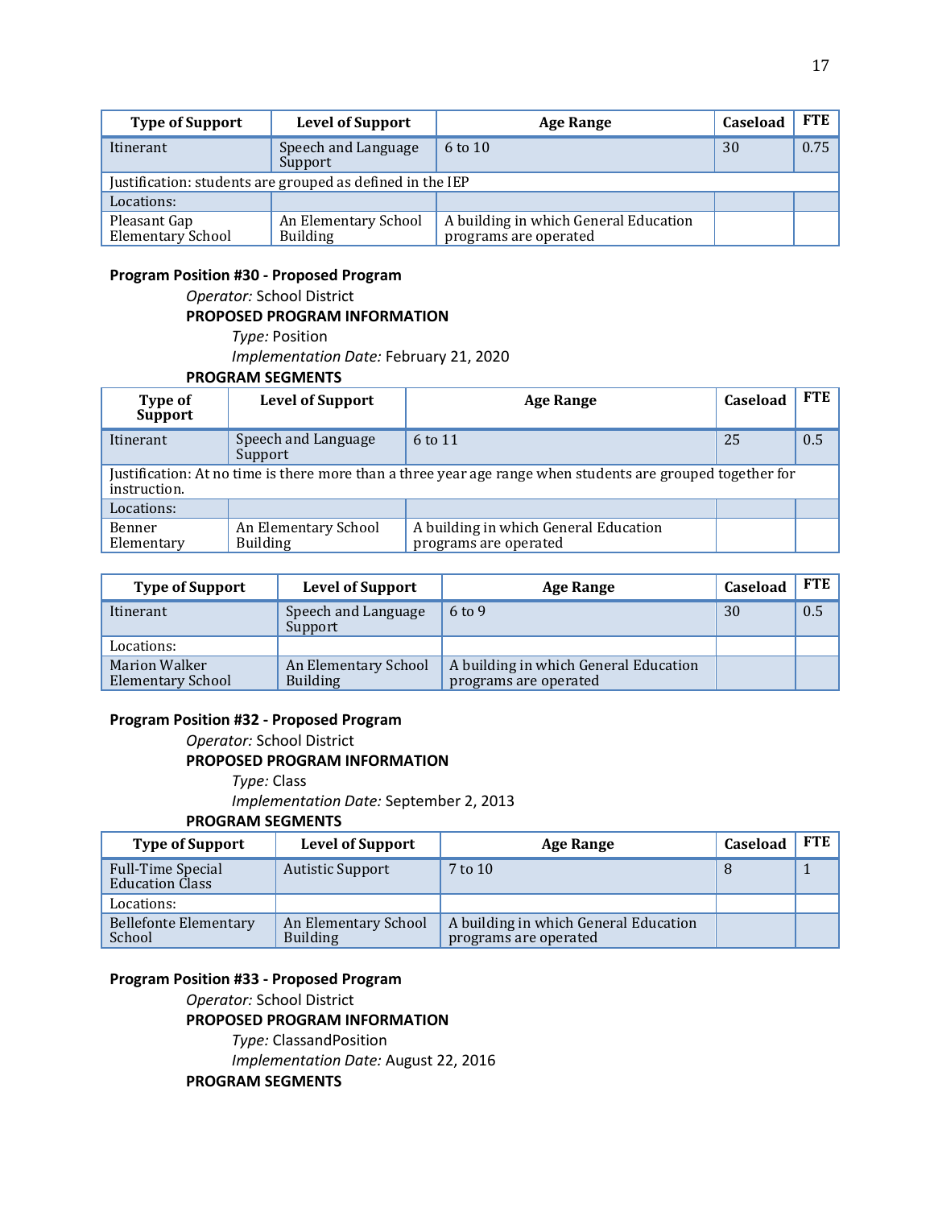| Type of Support | Level of Support | Age Range | Caseload | FTE |
|---|---|---|---|---|
| Itinerant | Speech and Language Support | 6 to 10 | 30 | 0.75 |
| Justification: students are grouped as defined in the IEP | | | | |
| Locations: | | | | |
| Pleasant Gap Elementary School | An Elementary School Building | A building in which General Education programs are operated | | |

**Program Position #30 - Proposed Program**

*Operator:* School District

**PROPOSED PROGRAM INFORMATION**

*Type:* Position

*Implementation Date:* February 21, 2020

**PROGRAM SEGMENTS**

| Type of Support | Level of Support | Age Range | Caseload | FTE |
|---|---|---|---|---|
| Itinerant | Speech and Language Support | 6 to 11 | 25 | 0.5 |
| Justification: At no time is there more than a three year age range when students are grouped together for instruction. | | | | |
| Locations: | | | | |
| Benner Elementary | An Elementary School Building | A building in which General Education programs are operated | | |

| Type of Support | Level of Support | Age Range | Caseload | FTE |
|---|---|---|---|---|
| Itinerant | Speech and Language Support | 6 to 9 | 30 | 0.5 |
| Locations: | | | | |
| Marion Walker Elementary School | An Elementary School Building | A building in which General Education programs are operated | | |

**Program Position #32 - Proposed Program**

*Operator:* School District

**PROPOSED PROGRAM INFORMATION**

*Type:* Class

*Implementation Date:* September 2, 2013

**PROGRAM SEGMENTS**

| Type of Support | Level of Support | Age Range | Caseload | FTE |
|---|---|---|---|---|
| Full-Time Special Education Class | Autistic Support | 7 to 10 | 8 | 1 |
| Locations: | | | | |
| Bellefonte Elementary School | An Elementary School Building | A building in which General Education programs are operated | | |

**Program Position #33 - Proposed Program**

*Operator:* School District

**PROPOSED PROGRAM INFORMATION**

*Type:* ClassandPosition

*Implementation Date:* August 22, 2016

**PROGRAM SEGMENTS**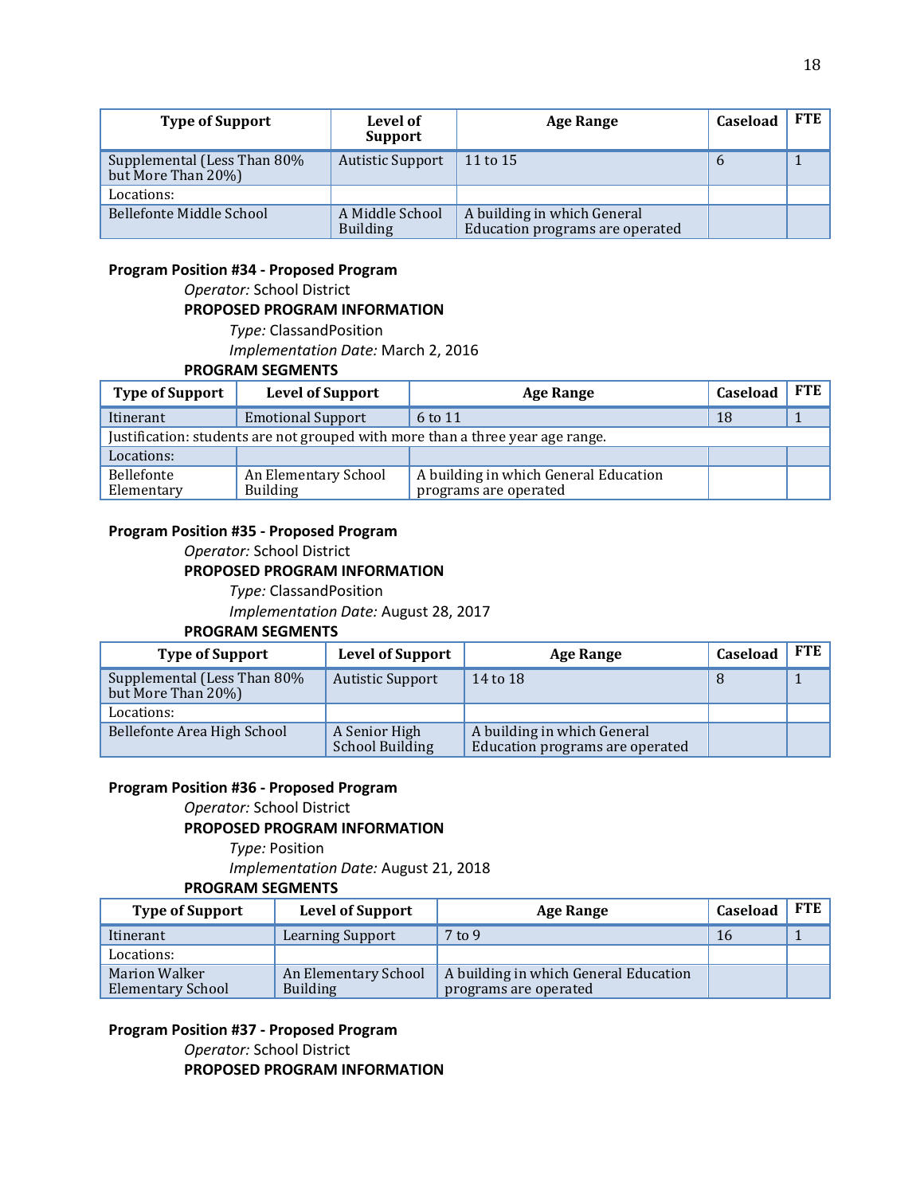| Type of Support | Level of Support | Age Range | Caseload | FTE |
|---|---|---|---|---|
| Supplemental (Less Than 80% but More Than 20%) | Autistic Support | 11 to 15 | 6 | 1 |
| Locations: | | | | |
| Bellefonte Middle School | A Middle School Building | A building in which General Education programs are operated | | |

**Program Position #34 - Proposed Program**

*Operator:* School District

**PROPOSED PROGRAM INFORMATION**

*Type:* ClassandPosition

*Implementation Date:* March 2, 2016

**PROGRAM SEGMENTS**

| Type of Support | Level of Support | Age Range | Caseload | FTE |
|---|---|---|---|---|
| Itinerant | Emotional Support | 6 to 11 | 18 | 1 |
| Justification: students are not grouped with more than a three year age range. | | | | |
| Locations: | | | | |
| Bellefonte Elementary | An Elementary School Building | A building in which General Education programs are operated | | |

**Program Position #35 - Proposed Program**

*Operator:* School District

**PROPOSED PROGRAM INFORMATION**

*Type:* ClassandPosition

*Implementation Date:* August 28, 2017

**PROGRAM SEGMENTS**

| Type of Support | Level of Support | Age Range | Caseload | FTE |
|---|---|---|---|---|
| Supplemental (Less Than 80% but More Than 20%) | Autistic Support | 14 to 18 | 8 | 1 |
| Locations: | | | | |
| Bellefonte Area High School | A Senior High School Building | A building in which General Education programs are operated | | |

**Program Position #36 - Proposed Program**

*Operator:* School District

**PROPOSED PROGRAM INFORMATION**

*Type:* Position

*Implementation Date:* August 21, 2018

**PROGRAM SEGMENTS**

| Type of Support | Level of Support | Age Range | Caseload | FTE |
|---|---|---|---|---|
| Itinerant | Learning Support | 7 to 9 | 16 | 1 |
| Locations: | | | | |
| Marion Walker Elementary School | An Elementary School Building | A building in which General Education programs are operated | | |

**Program Position #37 - Proposed Program**

*Operator:* School District

**PROPOSED PROGRAM INFORMATION**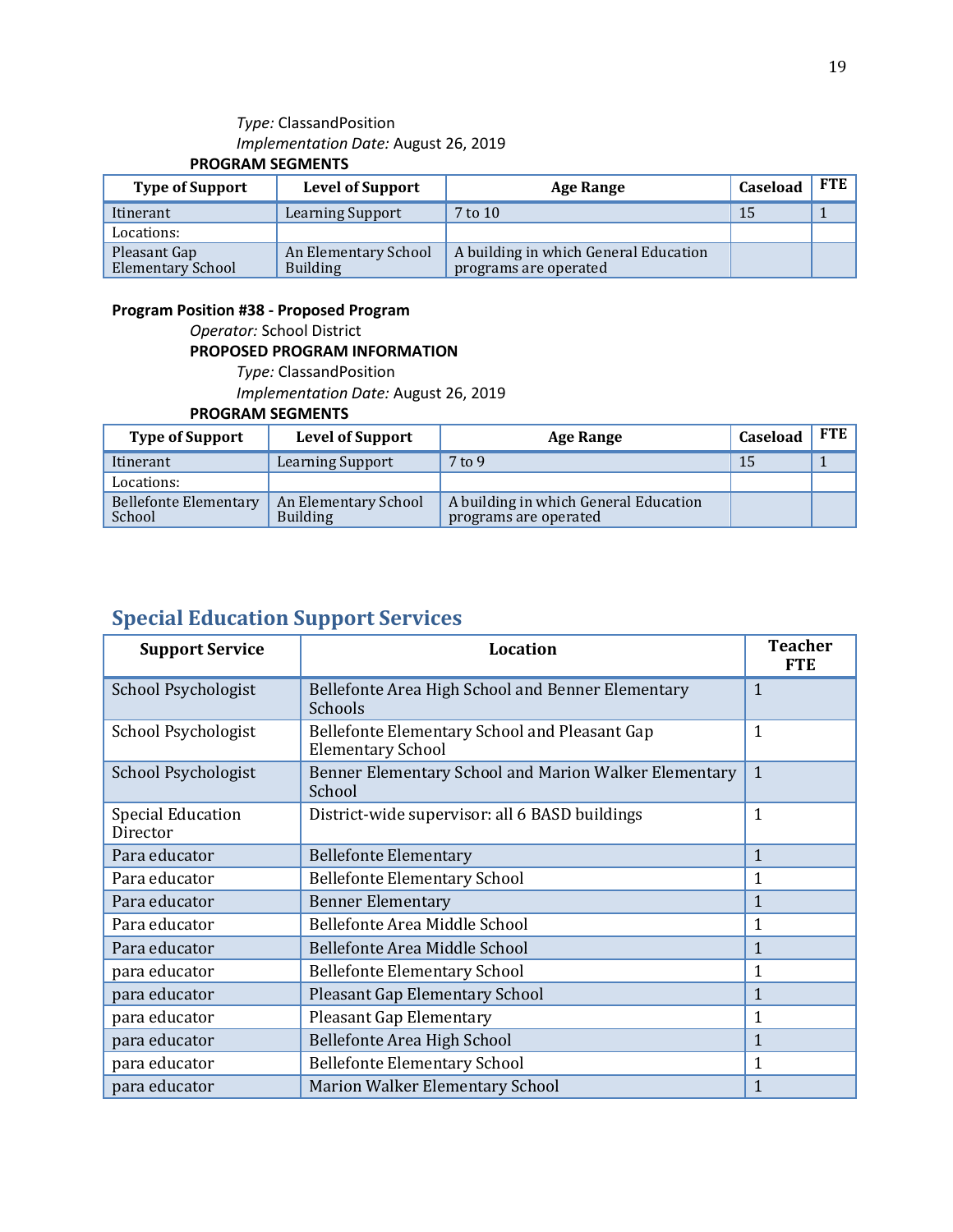*Type:* ClassandPosition
*Implementation Date:* August 26, 2019

**PROGRAM SEGMENTS**

| Type of Support | Level of Support | Age Range | Caseload | FTE |
|---|---|---|---|---|
| Itinerant | Learning Support | 7 to 10 | 15 | 1 |
| Locations: | | | | |
| Pleasant Gap Elementary School | An Elementary School Building | A building in which General Education programs are operated | | |

**Program Position #38 - Proposed Program**

*Operator:* School District

**PROPOSED PROGRAM INFORMATION**

*Type:* ClassandPosition
*Implementation Date:* August 26, 2019

**PROGRAM SEGMENTS**

| Type of Support | Level of Support | Age Range | Caseload | FTE |
|---|---|---|---|---|
| Itinerant | Learning Support | 7 to 9 | 15 | 1 |
| Locations: | | | | |
| Bellefonte Elementary School | An Elementary School Building | A building in which General Education programs are operated | | |

## Special Education Support Services

| Support Service | Location | Teacher FTE |
|---|---|---|
| School Psychologist | Bellefonte Area High School and Benner Elementary Schools | 1 |
| School Psychologist | Bellefonte Elementary School and Pleasant Gap Elementary School | 1 |
| School Psychologist | Benner Elementary School and Marion Walker Elementary School | 1 |
| Special Education Director | District-wide supervisor: all 6 BASD buildings | 1 |
| Para educator | Bellefonte Elementary | 1 |
| Para educator | Bellefonte Elementary School | 1 |
| Para educator | Benner Elementary | 1 |
| Para educator | Bellefonte Area Middle School | 1 |
| Para educator | Bellefonte Area Middle School | 1 |
| para educator | Bellefonte Elementary School | 1 |
| para educator | Pleasant Gap Elementary School | 1 |
| para educator | Pleasant Gap Elementary | 1 |
| para educator | Bellefonte Area High School | 1 |
| para educator | Bellefonte Elementary School | 1 |
| para educator | Marion Walker Elementary School | 1 |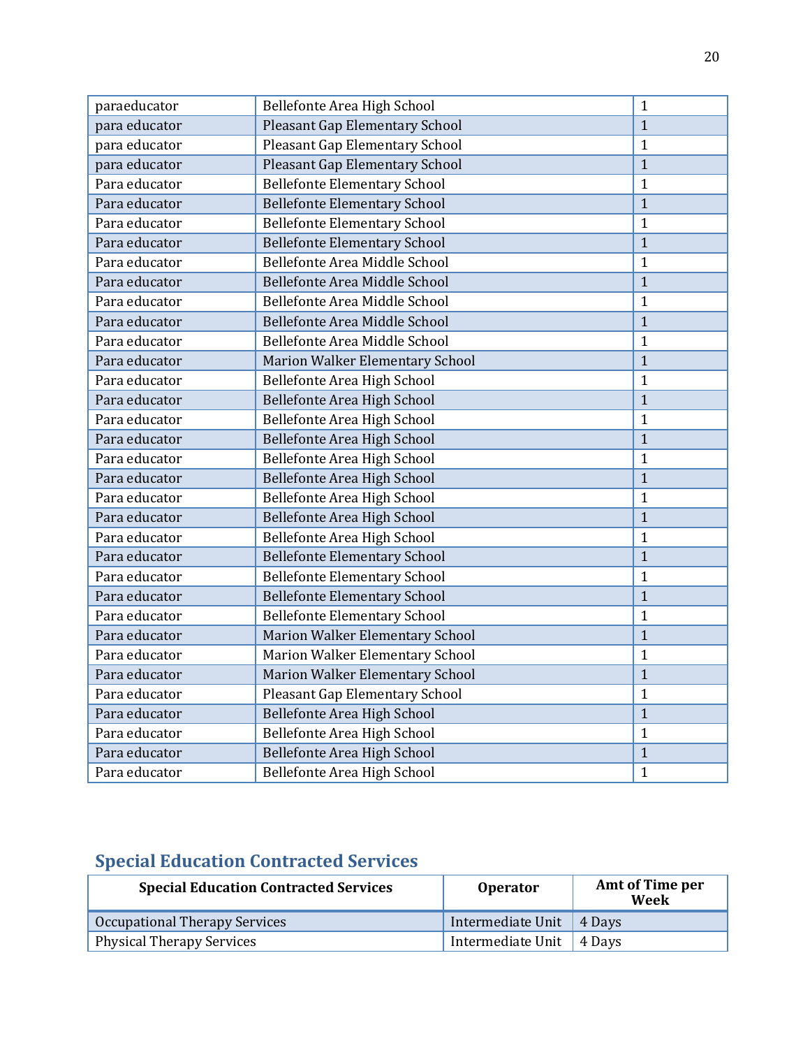| | | |
|---|---|---|
| paraeducator | Bellefonte Area High School | 1 |
| para educator | Pleasant Gap Elementary School | 1 |
| para educator | Pleasant Gap Elementary School | 1 |
| para educator | Pleasant Gap Elementary School | 1 |
| Para educator | Bellefonte Elementary School | 1 |
| Para educator | Bellefonte Elementary School | 1 |
| Para educator | Bellefonte Elementary School | 1 |
| Para educator | Bellefonte Elementary School | 1 |
| Para educator | Bellefonte Area Middle School | 1 |
| Para educator | Bellefonte Area Middle School | 1 |
| Para educator | Bellefonte Area Middle School | 1 |
| Para educator | Bellefonte Area Middle School | 1 |
| Para educator | Bellefonte Area Middle School | 1 |
| Para educator | Marion Walker Elementary School | 1 |
| Para educator | Bellefonte Area High School | 1 |
| Para educator | Bellefonte Area High School | 1 |
| Para educator | Bellefonte Area High School | 1 |
| Para educator | Bellefonte Area High School | 1 |
| Para educator | Bellefonte Area High School | 1 |
| Para educator | Bellefonte Area High School | 1 |
| Para educator | Bellefonte Area High School | 1 |
| Para educator | Bellefonte Area High School | 1 |
| Para educator | Bellefonte Area High School | 1 |
| Para educator | Bellefonte Elementary School | 1 |
| Para educator | Bellefonte Elementary School | 1 |
| Para educator | Bellefonte Elementary School | 1 |
| Para educator | Bellefonte Elementary School | 1 |
| Para educator | Marion Walker Elementary School | 1 |
| Para educator | Marion Walker Elementary School | 1 |
| Para educator | Marion Walker Elementary School | 1 |
| Para educator | Pleasant Gap Elementary School | 1 |
| Para educator | Bellefonte Area High School | 1 |
| Para educator | Bellefonte Area High School | 1 |
| Para educator | Bellefonte Area High School | 1 |
| Para educator | Bellefonte Area High School | 1 |

## Special Education Contracted Services

| Special Education Contracted Services | Operator | Amt of Time per Week |
|---|---|---|
| Occupational Therapy Services | Intermediate Unit | 4 Days |
| Physical Therapy Services | Intermediate Unit | 4 Days |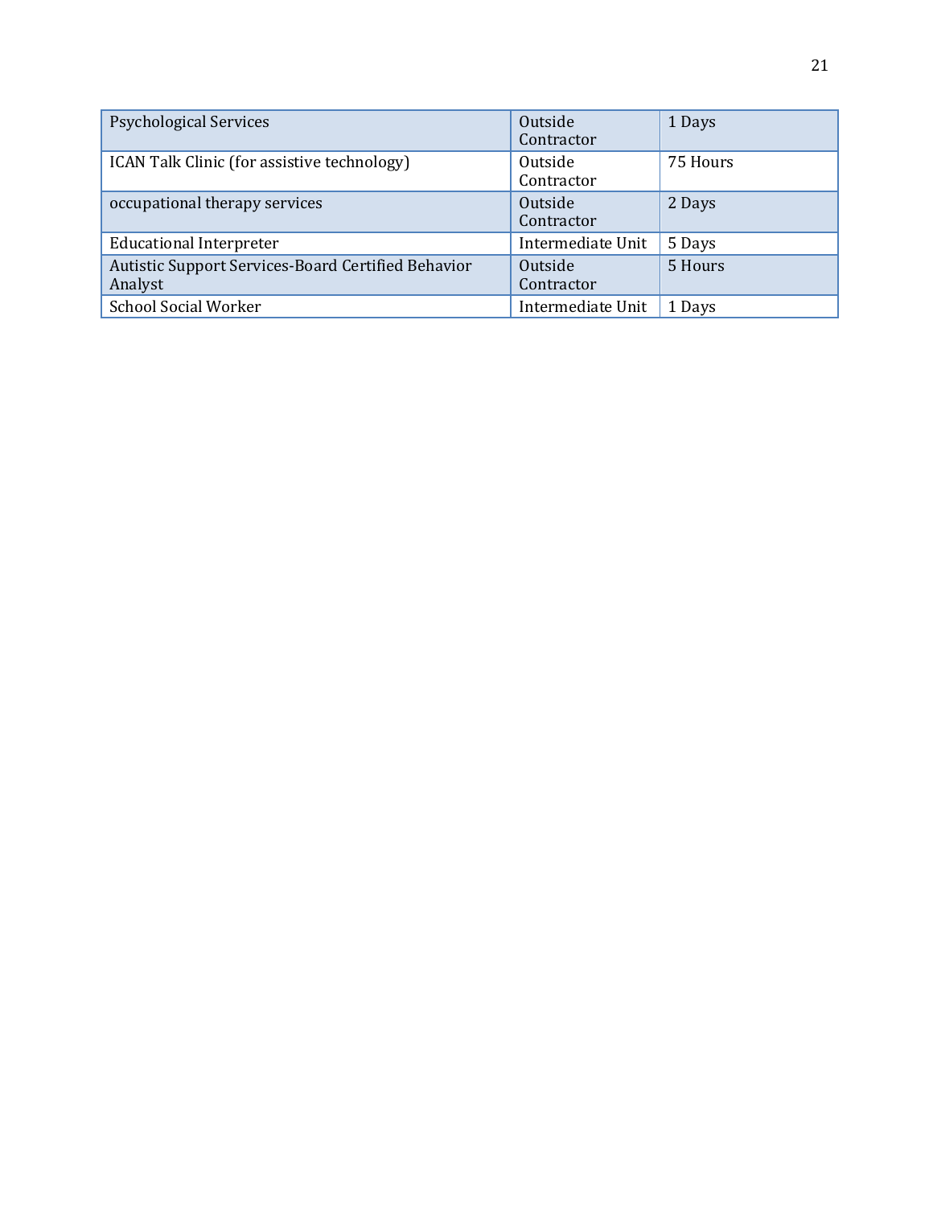| Psychological Services | Outside Contractor | 1 Days |
|---|---|---|
| ICAN Talk Clinic (for assistive technology) | Outside Contractor | 75 Hours |
| occupational therapy services | Outside Contractor | 2 Days |
| Educational Interpreter | Intermediate Unit | 5 Days |
| Autistic Support Services-Board Certified Behavior Analyst | Outside Contractor | 5 Hours |
| School Social Worker | Intermediate Unit | 1 Days |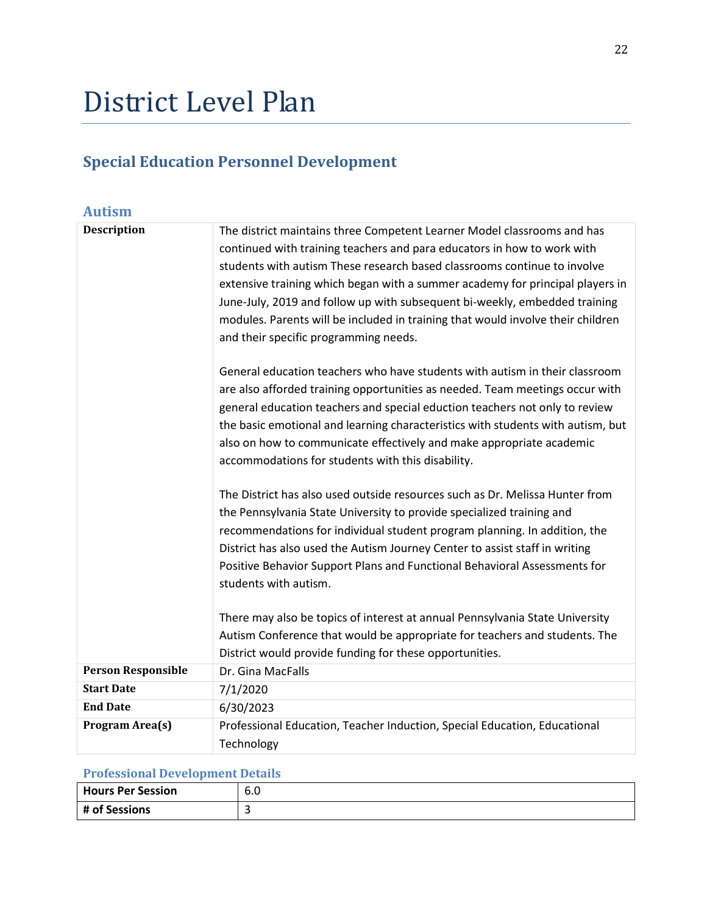# District Level Plan

## Special Education Personnel Development

### Autism

| | |
|---|---|
| **Description** | The district maintains three Competent Learner Model classrooms and has continued with training teachers and para educators in how to work with students with autism These research based classrooms continue to involve extensive training which began with a summer academy for principal players in June-July, 2019 and follow up with subsequent bi-weekly, embedded training modules. Parents will be included in training that would involve their children and their specific programming needs.<br><br>General education teachers who have students with autism in their classroom are also afforded training opportunities as needed. Team meetings occur with general education teachers and special eduction teachers not only to review the basic emotional and learning characteristics with students with autism, but also on how to communicate effectively and make appropriate academic accommodations for students with this disability.<br><br>The District has also used outside resources such as Dr. Melissa Hunter from the Pennsylvania State University to provide specialized training and recommendations for individual student program planning. In addition, the District has also used the Autism Journey Center to assist staff in writing Positive Behavior Support Plans and Functional Behavioral Assessments for students with autism.<br><br>There may also be topics of interest at annual Pennsylvania State University Autism Conference that would be appropriate for teachers and students. The District would provide funding for these opportunities. |
| **Person Responsible** | Dr. Gina MacFalls |
| **Start Date** | 7/1/2020 |
| **End Date** | 6/30/2023 |
| **Program Area(s)** | Professional Education, Teacher Induction, Special Education, Educational Technology |

#### Professional Development Details

| | |
|---|---|
| **Hours Per Session** | 6.0 |
| **# of Sessions** | 3 |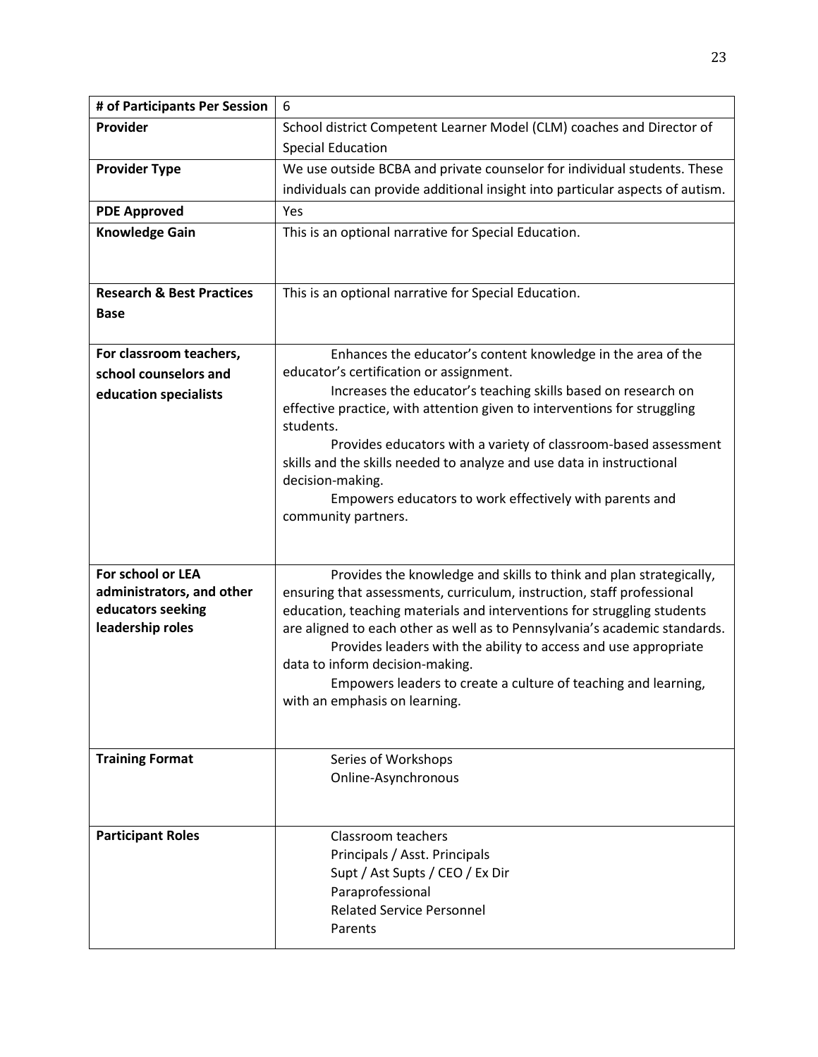| # of Participants Per Session | 6 |
|---|---|
| **Provider** | School district Competent Learner Model (CLM) coaches and Director of Special Education |
| **Provider Type** | We use outside BCBA and private counselor for individual students. These individuals can provide additional insight into particular aspects of autism. |
| **PDE Approved** | Yes |
| **Knowledge Gain** | This is an optional narrative for Special Education. |
| **Research & Best Practices Base** | This is an optional narrative for Special Education. |
| **For classroom teachers, school counselors and education specialists** | Enhances the educator's content knowledge in the area of the educator's certification or assignment.<br>Increases the educator's teaching skills based on research on effective practice, with attention given to interventions for struggling students.<br>Provides educators with a variety of classroom-based assessment skills and the skills needed to analyze and use data in instructional decision-making.<br>Empowers educators to work effectively with parents and community partners. |
| **For school or LEA administrators, and other educators seeking leadership roles** | Provides the knowledge and skills to think and plan strategically, ensuring that assessments, curriculum, instruction, staff professional education, teaching materials and interventions for struggling students are aligned to each other as well as to Pennsylvania's academic standards.<br>Provides leaders with the ability to access and use appropriate data to inform decision-making.<br>Empowers leaders to create a culture of teaching and learning, with an emphasis on learning. |
| **Training Format** | Series of Workshops<br>Online-Asynchronous |
| **Participant Roles** | Classroom teachers<br>Principals / Asst. Principals<br>Supt / Ast Supts / CEO / Ex Dir<br>Paraprofessional<br>Related Service Personnel<br>Parents |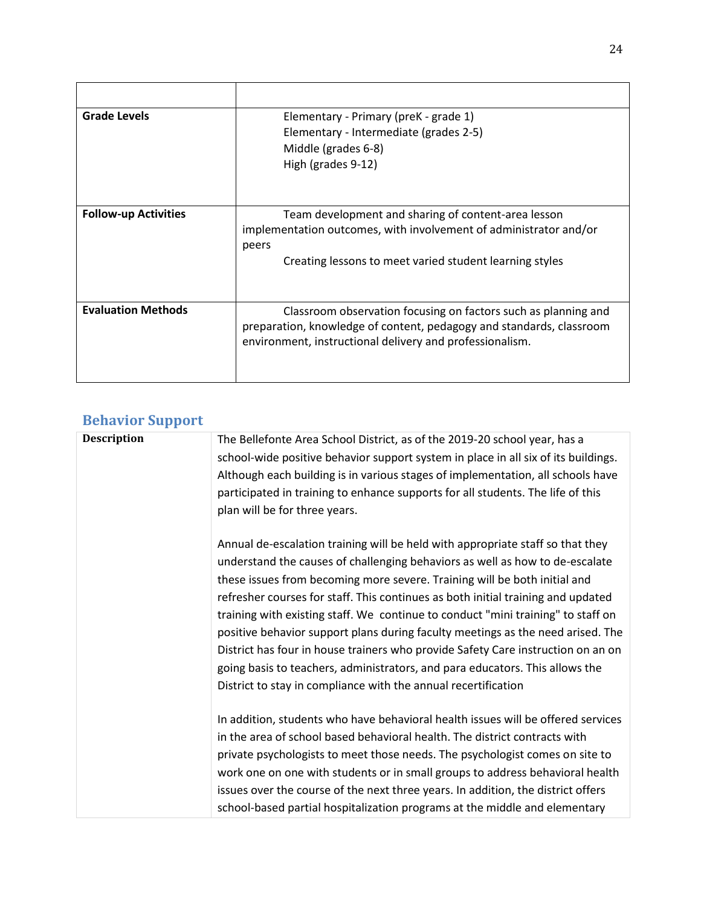| | |
|---|---|
| **Grade Levels** | Elementary - Primary (preK - grade 1)<br>Elementary - Intermediate (grades 2-5)<br>Middle (grades 6-8)<br>High (grades 9-12) |
| **Follow-up Activities** | Team development and sharing of content-area lesson implementation outcomes, with involvement of administrator and/or peers<br>Creating lessons to meet varied student learning styles |
| **Evaluation Methods** | Classroom observation focusing on factors such as planning and preparation, knowledge of content, pedagogy and standards, classroom environment, instructional delivery and professionalism. |

## Behavior Support

| | |
|---|---|
| **Description** | The Bellefonte Area School District, as of the 2019-20 school year, has a school-wide positive behavior support system in place in all six of its buildings. Although each building is in various stages of implementation, all schools have participated in training to enhance supports for all students. The life of this plan will be for three years.<br><br>Annual de-escalation training will be held with appropriate staff so that they understand the causes of challenging behaviors as well as how to de-escalate these issues from becoming more severe. Training will be both initial and refresher courses for staff. This continues as both initial training and updated training with existing staff. We continue to conduct "mini training" to staff on positive behavior support plans during faculty meetings as the need arised. The District has four in house trainers who provide Safety Care instruction on an on going basis to teachers, administrators, and para educators. This allows the District to stay in compliance with the annual recertification<br><br>In addition, students who have behavioral health issues will be offered services in the area of school based behavioral health. The district contracts with private psychologists to meet those needs. The psychologist comes on site to work one on one with students or in small groups to address behavioral health issues over the course of the next three years. In addition, the district offers school-based partial hospitalization programs at the middle and elementary |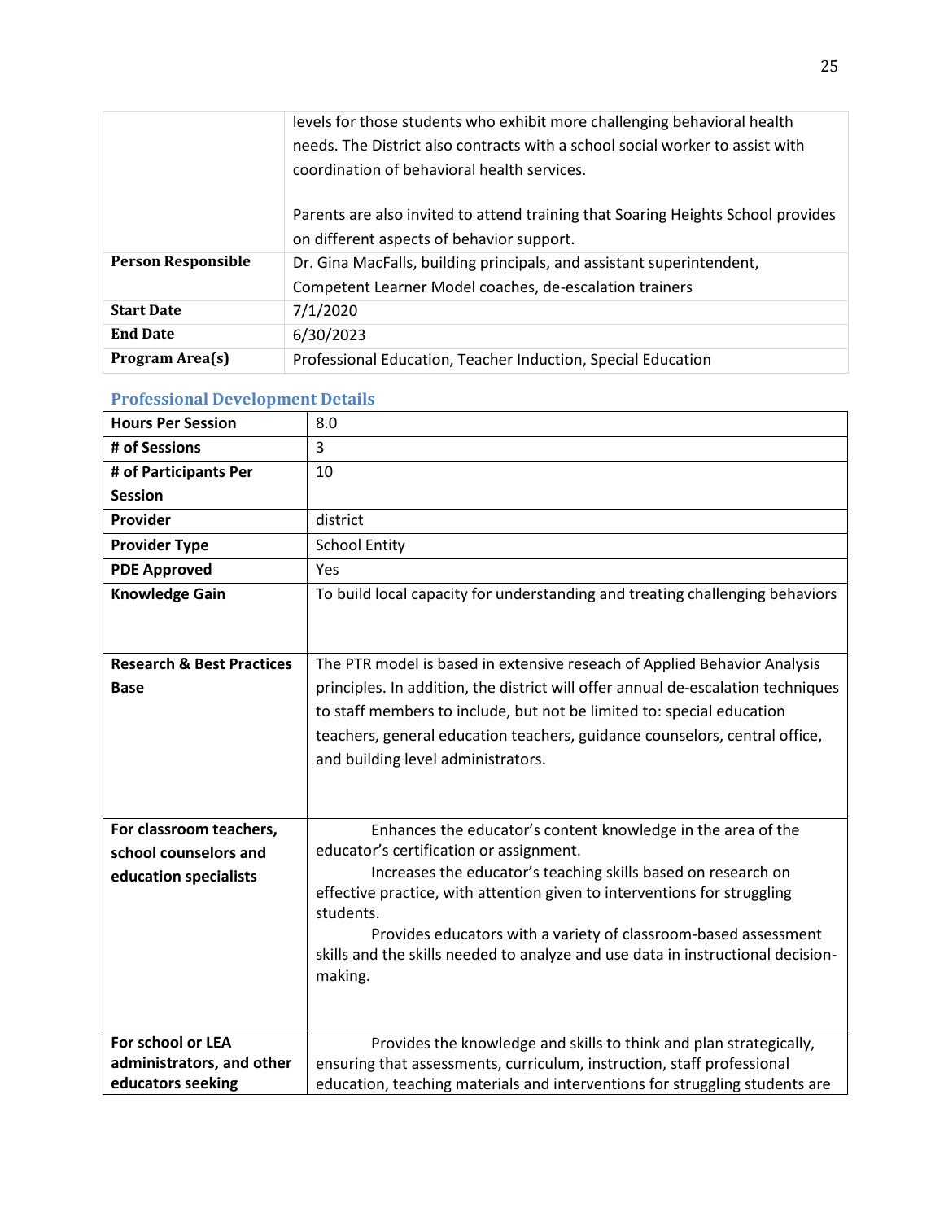| | |
|---|---|
| | levels for those students who exhibit more challenging behavioral health needs. The District also contracts with a school social worker to assist with coordination of behavioral health services.<br><br>Parents are also invited to attend training that Soaring Heights School provides on different aspects of behavior support. |
| **Person Responsible** | Dr. Gina MacFalls, building principals, and assistant superintendent, Competent Learner Model coaches, de-escalation trainers |
| **Start Date** | 7/1/2020 |
| **End Date** | 6/30/2023 |
| **Program Area(s)** | Professional Education, Teacher Induction, Special Education |

### Professional Development Details

| | |
|---|---|
| **Hours Per Session** | 8.0 |
| **# of Sessions** | 3 |
| **# of Participants Per Session** | 10 |
| **Provider** | district |
| **Provider Type** | School Entity |
| **PDE Approved** | Yes |
| **Knowledge Gain** | To build local capacity for understanding and treating challenging behaviors |
| **Research & Best Practices Base** | The PTR model is based in extensive reseach of Applied Behavior Analysis principles. In addition, the district will offer annual de-escalation techniques to staff members to include, but not be limited to: special education teachers, general education teachers, guidance counselors, central office, and building level administrators. |
| **For classroom teachers, school counselors and education specialists** | Enhances the educator's content knowledge in the area of the educator's certification or assignment.<br>Increases the educator's teaching skills based on research on effective practice, with attention given to interventions for struggling students.<br>Provides educators with a variety of classroom-based assessment skills and the skills needed to analyze and use data in instructional decision-making. |
| **For school or LEA administrators, and other educators seeking** | Provides the knowledge and skills to think and plan strategically, ensuring that assessments, curriculum, instruction, staff professional education, teaching materials and interventions for struggling students are |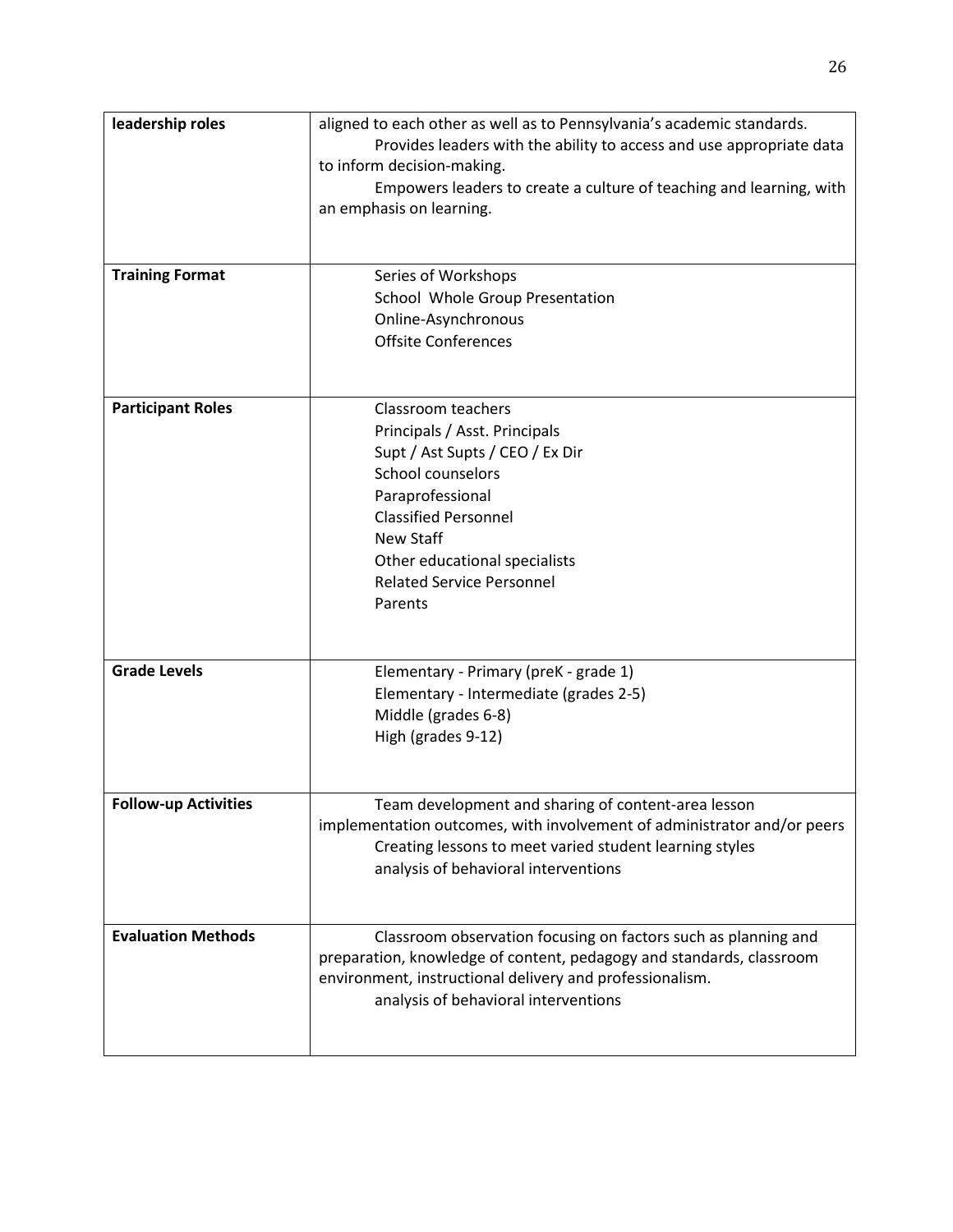| | |
|---|---|
| **leadership roles** | aligned to each other as well as to Pennsylvania's academic standards.<br>Provides leaders with the ability to access and use appropriate data to inform decision-making.<br>Empowers leaders to create a culture of teaching and learning, with an emphasis on learning. |
| **Training Format** | Series of Workshops<br>School Whole Group Presentation<br>Online-Asynchronous<br>Offsite Conferences |
| **Participant Roles** | Classroom teachers<br>Principals / Asst. Principals<br>Supt / Ast Supts / CEO / Ex Dir<br>School counselors<br>Paraprofessional<br>Classified Personnel<br>New Staff<br>Other educational specialists<br>Related Service Personnel<br>Parents |
| **Grade Levels** | Elementary - Primary (preK - grade 1)<br>Elementary - Intermediate (grades 2-5)<br>Middle (grades 6-8)<br>High (grades 9-12) |
| **Follow-up Activities** | Team development and sharing of content-area lesson implementation outcomes, with involvement of administrator and/or peers<br>Creating lessons to meet varied student learning styles<br>analysis of behavioral interventions |
| **Evaluation Methods** | Classroom observation focusing on factors such as planning and preparation, knowledge of content, pedagogy and standards, classroom environment, instructional delivery and professionalism.<br>analysis of behavioral interventions |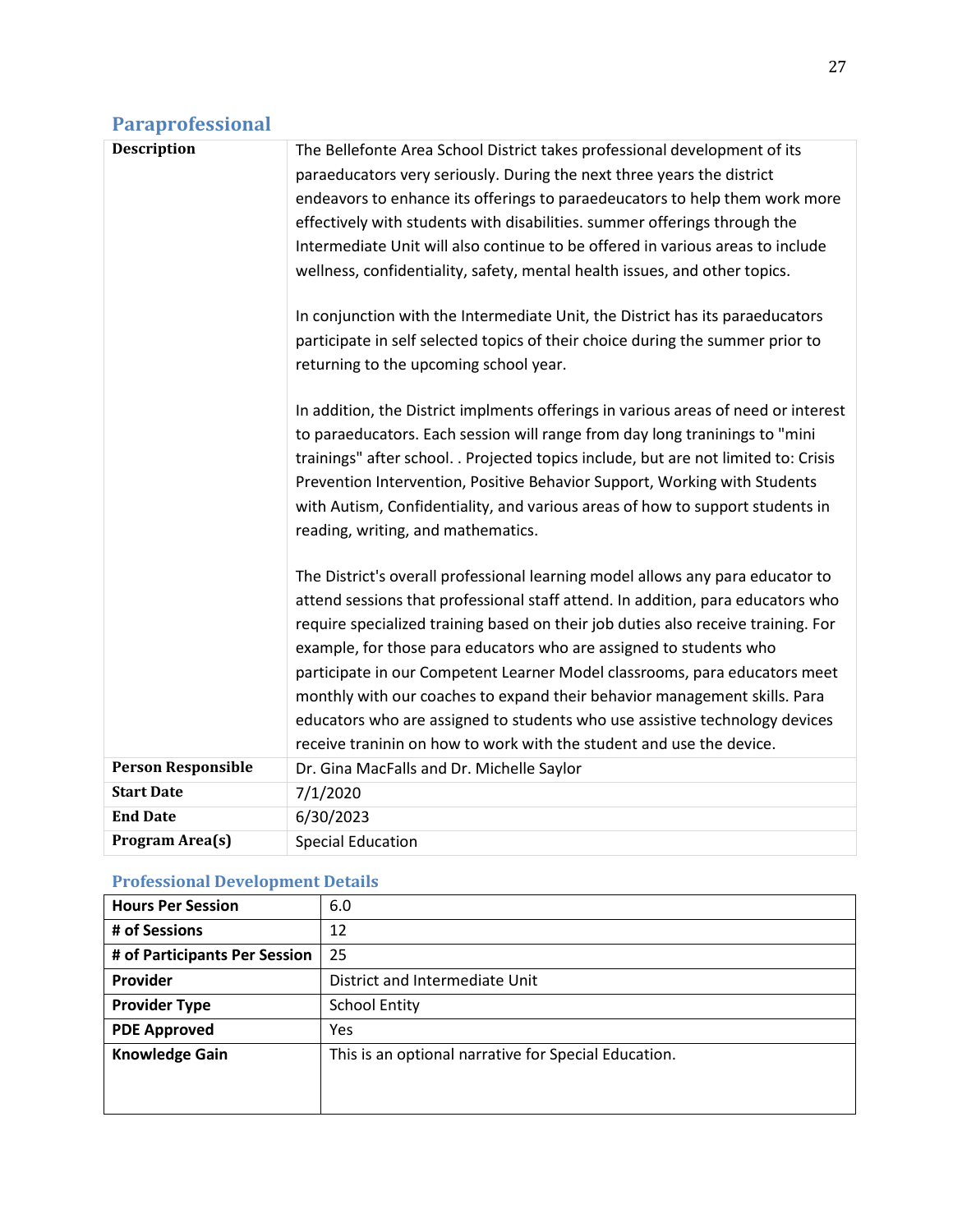## Paraprofessional

| Description | The Bellefonte Area School District takes professional development of its paraeducators very seriously. During the next three years the district endeavors to enhance its offerings to paraedeucators to help them work more effectively with students with disabilities. summer offerings through the Intermediate Unit will also continue to be offered in various areas to include wellness, confidentiality, safety, mental health issues, and other topics.<br><br>In conjunction with the Intermediate Unit, the District has its paraeducators participate in self selected topics of their choice during the summer prior to returning to the upcoming school year.<br><br>In addition, the District implments offerings in various areas of need or interest to paraeducators. Each session will range from day long tranings to "mini trainings" after school. . Projected topics include, but are not limited to: Crisis Prevention Intervention, Positive Behavior Support, Working with Students with Autism, Confidentiality, and various areas of how to support students in reading, writing, and mathematics.<br><br>The District's overall professional learning model allows any para educator to attend sessions that professional staff attend. In addition, para educators who require specialized training based on their job duties also receive training. For example, for those para educators who are assigned to students who participate in our Competent Learner Model classrooms, para educators meet monthly with our coaches to expand their behavior management skills. Para educators who are assigned to students who use assistive technology devices receive traninin on how to work with the student and use the device. |
|---|---|
| **Person Responsible** | Dr. Gina MacFalls and Dr. Michelle Saylor |
| **Start Date** | 7/1/2020 |
| **End Date** | 6/30/2023 |
| **Program Area(s)** | Special Education |

### Professional Development Details

| Hours Per Session | 6.0 |
|---|---|
| **# of Sessions** | 12 |
| **# of Participants Per Session** | 25 |
| **Provider** | District and Intermediate Unit |
| **Provider Type** | School Entity |
| **PDE Approved** | Yes |
| **Knowledge Gain** | This is an optional narrative for Special Education. |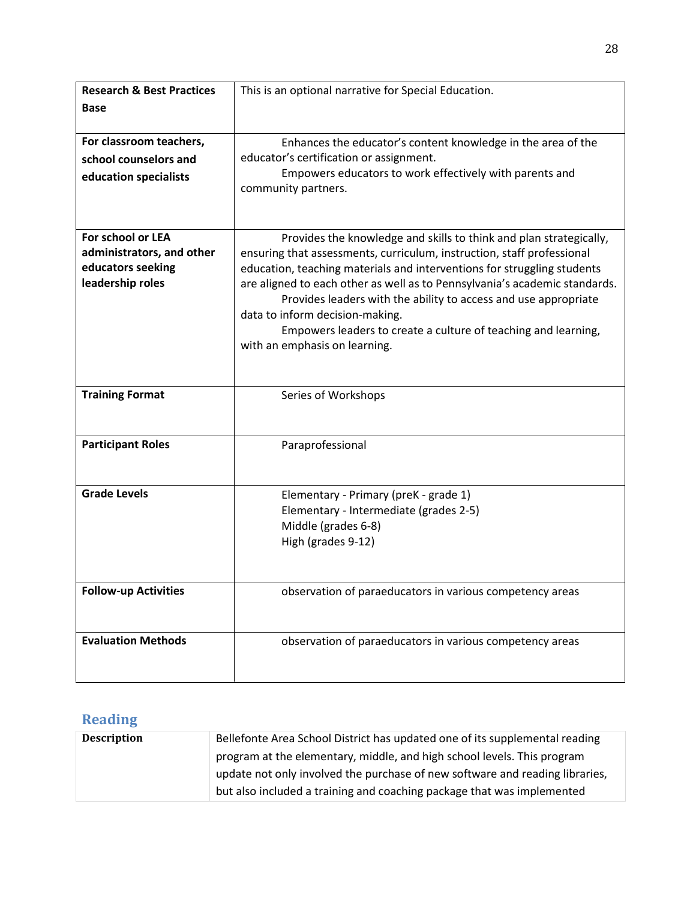| Research & Best Practices Base | This is an optional narrative for Special Education. |
|---|---|
| For classroom teachers, school counselors and education specialists | Enhances the educator's content knowledge in the area of the educator's certification or assignment.<br>Empowers educators to work effectively with parents and community partners. |
| For school or LEA administrators, and other educators seeking leadership roles | Provides the knowledge and skills to think and plan strategically, ensuring that assessments, curriculum, instruction, staff professional education, teaching materials and interventions for struggling students are aligned to each other as well as to Pennsylvania's academic standards.<br>Provides leaders with the ability to access and use appropriate data to inform decision-making.<br>Empowers leaders to create a culture of teaching and learning, with an emphasis on learning. |
| Training Format | Series of Workshops |
| Participant Roles | Paraprofessional |
| Grade Levels | Elementary - Primary (preK - grade 1)<br>Elementary - Intermediate (grades 2-5)<br>Middle (grades 6-8)<br>High (grades 9-12) |
| Follow-up Activities | observation of paraeducators in various competency areas |
| Evaluation Methods | observation of paraeducators in various competency areas |

## Reading

| Description | Bellefonte Area School District has updated one of its supplemental reading program at the elementary, middle, and high school levels. This program update not only involved the purchase of new software and reading libraries, but also included a training and coaching package that was implemented |
|---|---|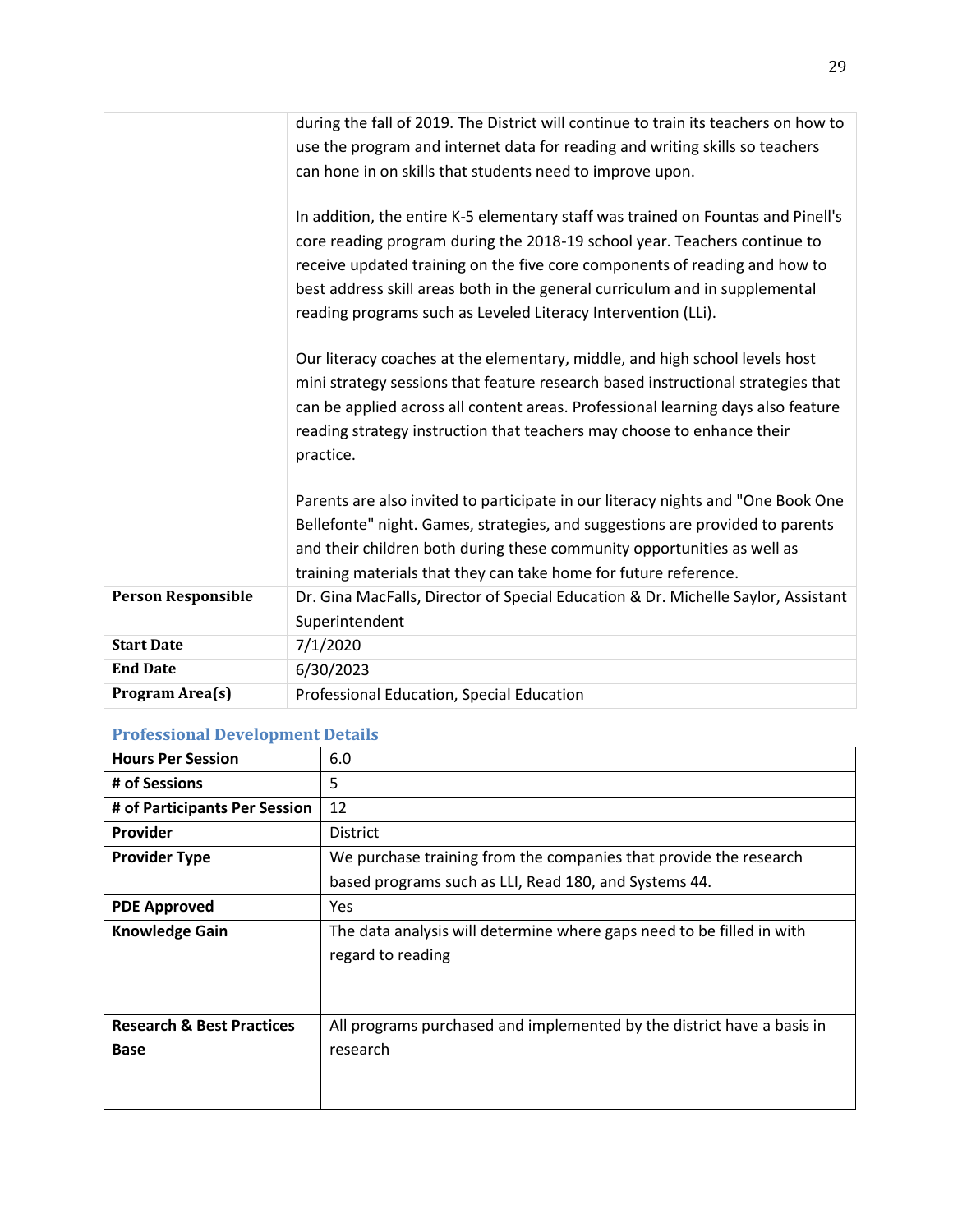| | |
|---|---|
| | during the fall of 2019. The District will continue to train its teachers on how to use the program and internet data for reading and writing skills so teachers can hone in on skills that students need to improve upon.<br><br>In addition, the entire K-5 elementary staff was trained on Fountas and Pinell's core reading program during the 2018-19 school year. Teachers continue to receive updated training on the five core components of reading and how to best address skill areas both in the general curriculum and in supplemental reading programs such as Leveled Literacy Intervention (LLi).<br><br>Our literacy coaches at the elementary, middle, and high school levels host mini strategy sessions that feature research based instructional strategies that can be applied across all content areas. Professional learning days also feature reading strategy instruction that teachers may choose to enhance their practice.<br><br>Parents are also invited to participate in our literacy nights and "One Book One Bellefonte" night. Games, strategies, and suggestions are provided to parents and their children both during these community opportunities as well as training materials that they can take home for future reference. |
| **Person Responsible** | Dr. Gina MacFalls, Director of Special Education & Dr. Michelle Saylor, Assistant Superintendent |
| **Start Date** | 7/1/2020 |
| **End Date** | 6/30/2023 |
| **Program Area(s)** | Professional Education, Special Education |

### Professional Development Details

| | |
|---|---|
| **Hours Per Session** | 6.0 |
| **# of Sessions** | 5 |
| **# of Participants Per Session** | 12 |
| **Provider** | District |
| **Provider Type** | We purchase training from the companies that provide the research based programs such as LLI, Read 180, and Systems 44. |
| **PDE Approved** | Yes |
| **Knowledge Gain** | The data analysis will determine where gaps need to be filled in with regard to reading |
| **Research & Best Practices Base** | All programs purchased and implemented by the district have a basis in research |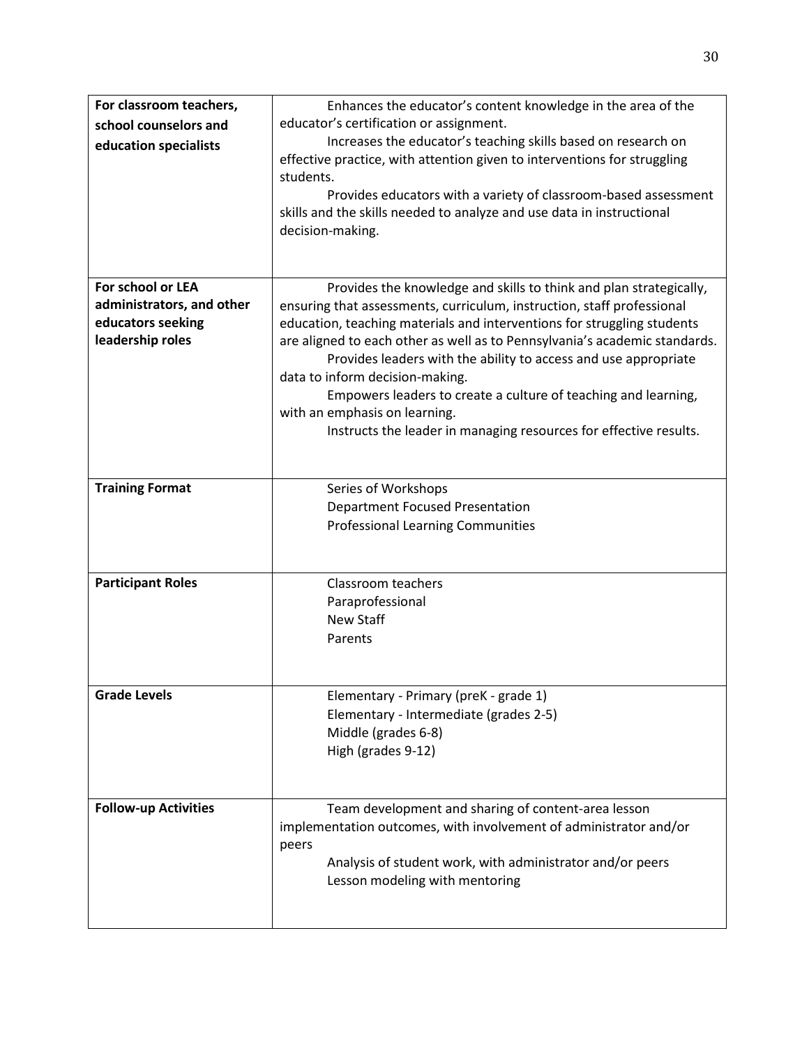| | |
|---|---|
| **For classroom teachers, school counselors and education specialists** | Enhances the educator's content knowledge in the area of the educator's certification or assignment.<br>Increases the educator's teaching skills based on research on effective practice, with attention given to interventions for struggling students.<br>Provides educators with a variety of classroom-based assessment skills and the skills needed to analyze and use data in instructional decision-making. |
| **For school or LEA administrators, and other educators seeking leadership roles** | Provides the knowledge and skills to think and plan strategically, ensuring that assessments, curriculum, instruction, staff professional education, teaching materials and interventions for struggling students are aligned to each other as well as to Pennsylvania's academic standards.<br>Provides leaders with the ability to access and use appropriate data to inform decision-making.<br>Empowers leaders to create a culture of teaching and learning, with an emphasis on learning.<br>Instructs the leader in managing resources for effective results. |
| **Training Format** | Series of Workshops<br>Department Focused Presentation<br>Professional Learning Communities |
| **Participant Roles** | Classroom teachers<br>Paraprofessional<br>New Staff<br>Parents |
| **Grade Levels** | Elementary - Primary (preK - grade 1)<br>Elementary - Intermediate (grades 2-5)<br>Middle (grades 6-8)<br>High (grades 9-12) |
| **Follow-up Activities** | Team development and sharing of content-area lesson implementation outcomes, with involvement of administrator and/or peers<br>Analysis of student work, with administrator and/or peers<br>Lesson modeling with mentoring |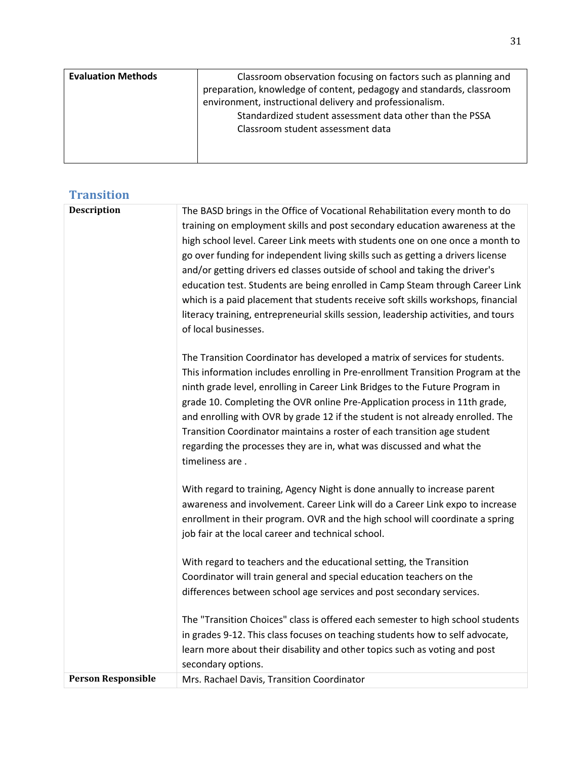| Evaluation Methods | Classroom observation focusing on factors such as planning and preparation, knowledge of content, pedagogy and standards, classroom environment, instructional delivery and professionalism.<br>Standardized student assessment data other than the PSSA<br>Classroom student assessment data |
|---|---|

## Transition

| Description | The BASD brings in the Office of Vocational Rehabilitation every month to do training on employment skills and post secondary education awareness at the high school level. Career Link meets with students one on one once a month to go over funding for independent living skills such as getting a drivers license and/or getting drivers ed classes outside of school and taking the driver's education test. Students are being enrolled in Camp Steam through Career Link which is a paid placement that students receive soft skills workshops, financial literacy training, entrepreneurial skills session, leadership activities, and tours of local businesses.<br><br>The Transition Coordinator has developed a matrix of services for students. This information includes enrolling in Pre-enrollment Transition Program at the ninth grade level, enrolling in Career Link Bridges to the Future Program in grade 10. Completing the OVR online Pre-Application process in 11th grade, and enrolling with OVR by grade 12 if the student is not already enrolled. The Transition Coordinator maintains a roster of each transition age student regarding the processes they are in, what was discussed and what the timeliness are .<br><br>With regard to training, Agency Night is done annually to increase parent awareness and involvement. Career Link will do a Career Link expo to increase enrollment in their program. OVR and the high school will coordinate a spring job fair at the local career and technical school.<br><br>With regard to teachers and the educational setting, the Transition Coordinator will train general and special education teachers on the differences between school age services and post secondary services.<br><br>The "Transition Choices" class is offered each semester to high school students in grades 9-12. This class focuses on teaching students how to self advocate, learn more about their disability and other topics such as voting and post secondary options. |
|---|---|
| Person Responsible | Mrs. Rachael Davis, Transition Coordinator |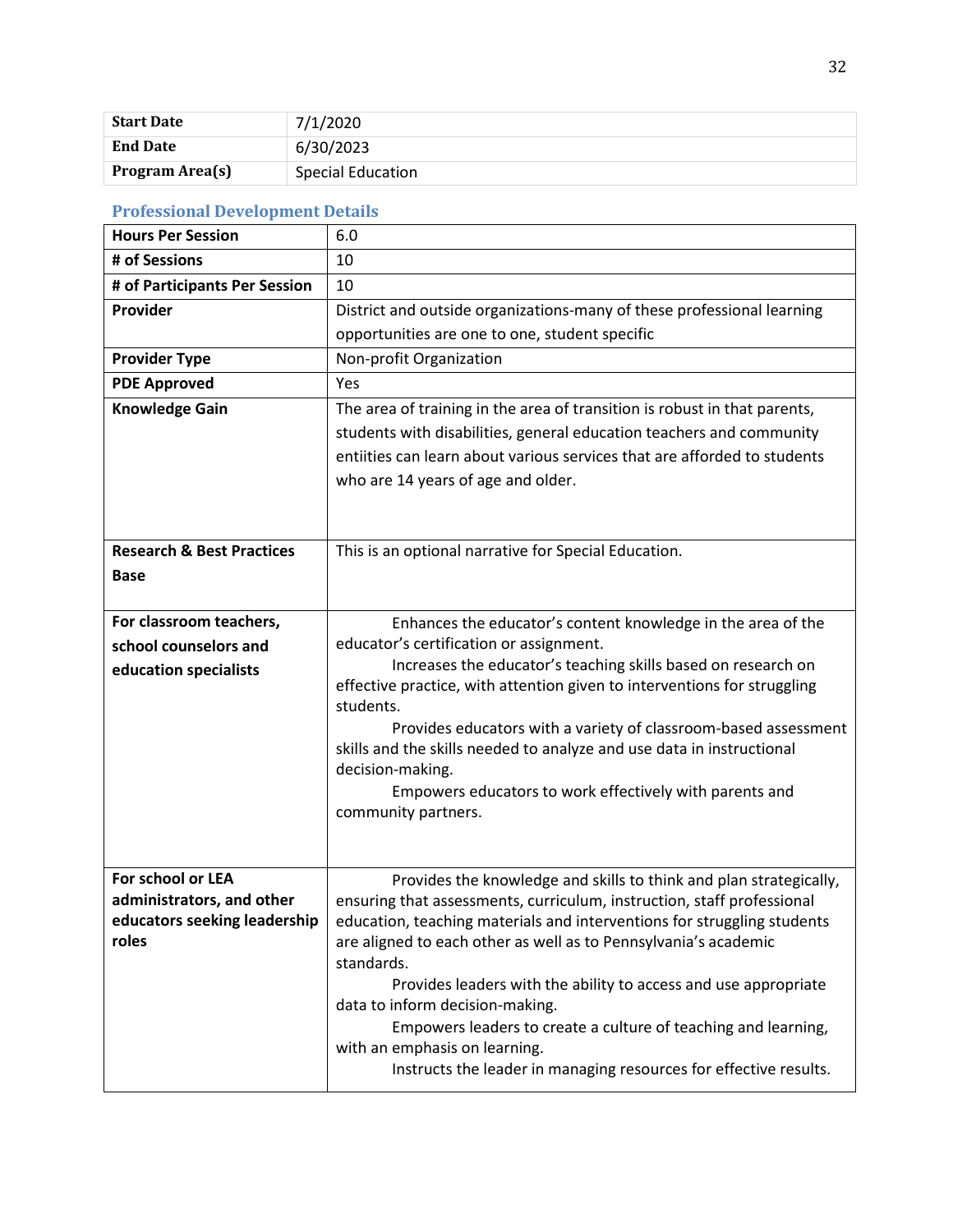| Start Date | 7/1/2020 |
|---|---|
| End Date | 6/30/2023 |
| Program Area(s) | Special Education |

### Professional Development Details

| Hours Per Session | 6.0 |
|---|---|
| # of Sessions | 10 |
| # of Participants Per Session | 10 |
| Provider | District and outside organizations-many of these professional learning opportunities are one to one, student specific |
| Provider Type | Non-profit Organization |
| PDE Approved | Yes |
| Knowledge Gain | The area of training in the area of transition is robust in that parents, students with disabilities, general education teachers and community entiities can learn about various services that are afforded to students who are 14 years of age and older. |
| Research & Best Practices Base | This is an optional narrative for Special Education. |
| For classroom teachers, school counselors and education specialists | Enhances the educator's content knowledge in the area of the educator's certification or assignment.<br>Increases the educator's teaching skills based on research on effective practice, with attention given to interventions for struggling students.<br>Provides educators with a variety of classroom-based assessment skills and the skills needed to analyze and use data in instructional decision-making.<br>Empowers educators to work effectively with parents and community partners. |
| For school or LEA administrators, and other educators seeking leadership roles | Provides the knowledge and skills to think and plan strategically, ensuring that assessments, curriculum, instruction, staff professional education, teaching materials and interventions for struggling students are aligned to each other as well as to Pennsylvania's academic standards.<br>Provides leaders with the ability to access and use appropriate data to inform decision-making.<br>Empowers leaders to create a culture of teaching and learning, with an emphasis on learning.<br>Instructs the leader in managing resources for effective results. |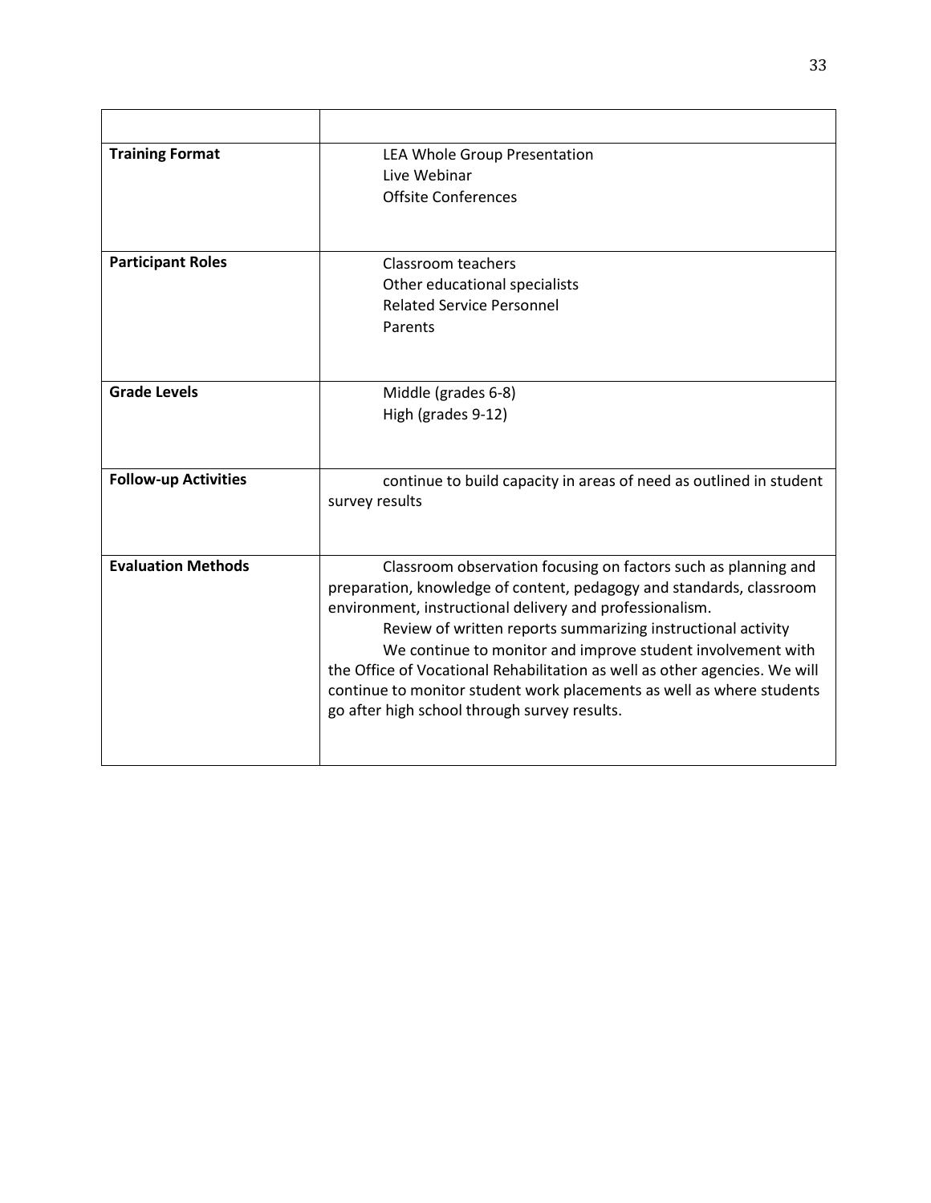| | |
|---|---|
| **Training Format** | LEA Whole Group Presentation<br>Live Webinar<br>Offsite Conferences |
| **Participant Roles** | Classroom teachers<br>Other educational specialists<br>Related Service Personnel<br>Parents |
| **Grade Levels** | Middle (grades 6-8)<br>High (grades 9-12) |
| **Follow-up Activities** | continue to build capacity in areas of need as outlined in student survey results |
| **Evaluation Methods** | Classroom observation focusing on factors such as planning and preparation, knowledge of content, pedagogy and standards, classroom environment, instructional delivery and professionalism.<br>Review of written reports summarizing instructional activity<br>We continue to monitor and improve student involvement with the Office of Vocational Rehabilitation as well as other agencies. We will continue to monitor student work placements as well as where students go after high school through survey results. |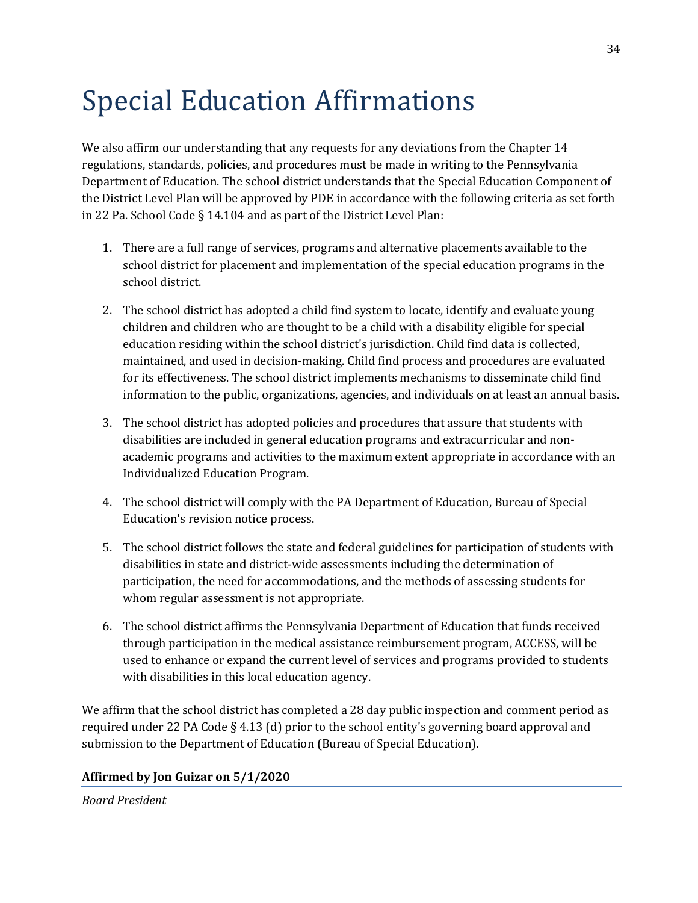# Special Education Affirmations

We also affirm our understanding that any requests for any deviations from the Chapter 14 regulations, standards, policies, and procedures must be made in writing to the Pennsylvania Department of Education. The school district understands that the Special Education Component of the District Level Plan will be approved by PDE in accordance with the following criteria as set forth in 22 Pa. School Code § 14.104 and as part of the District Level Plan:

1. There are a full range of services, programs and alternative placements available to the school district for placement and implementation of the special education programs in the school district.

2. The school district has adopted a child find system to locate, identify and evaluate young children and children who are thought to be a child with a disability eligible for special education residing within the school district's jurisdiction. Child find data is collected, maintained, and used in decision-making. Child find process and procedures are evaluated for its effectiveness. The school district implements mechanisms to disseminate child find information to the public, organizations, agencies, and individuals on at least an annual basis.

3. The school district has adopted policies and procedures that assure that students with disabilities are included in general education programs and extracurricular and non-academic programs and activities to the maximum extent appropriate in accordance with an Individualized Education Program.

4. The school district will comply with the PA Department of Education, Bureau of Special Education's revision notice process.

5. The school district follows the state and federal guidelines for participation of students with disabilities in state and district-wide assessments including the determination of participation, the need for accommodations, and the methods of assessing students for whom regular assessment is not appropriate.

6. The school district affirms the Pennsylvania Department of Education that funds received through participation in the medical assistance reimbursement program, ACCESS, will be used to enhance or expand the current level of services and programs provided to students with disabilities in this local education agency.

We affirm that the school district has completed a 28 day public inspection and comment period as required under 22 PA Code § 4.13 (d) prior to the school entity's governing board approval and submission to the Department of Education (Bureau of Special Education).

**Affirmed by Jon Guizar on 5/1/2020**

*Board President*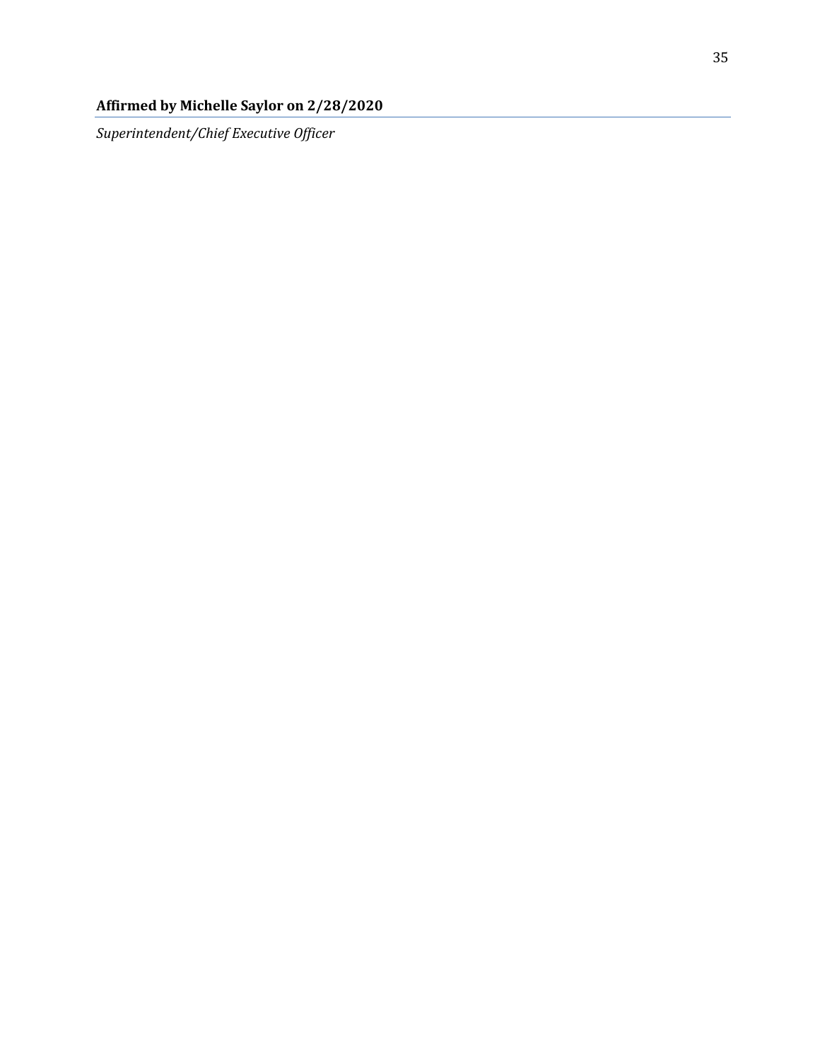**Affirmed by Michelle Saylor on 2/28/2020**

---

*Superintendent/Chief Executive Officer*